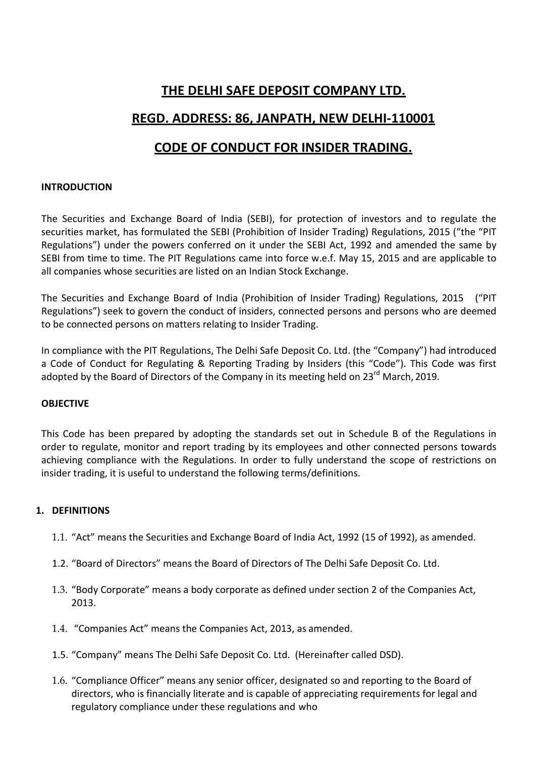# THE DELHI SAFE DEPOSIT COMPANY LTD.

## REGD. ADDRESS: 86, JANPATH, NEW DELHI-110001

## CODE OF CONDUCT FOR INSIDER TRADING.

**INTRODUCTION**

The Securities and Exchange Board of India (SEBI), for protection of investors and to regulate the securities market, has formulated the SEBI (Prohibition of Insider Trading) Regulations, 2015 ("the "PIT Regulations") under the powers conferred on it under the SEBI Act, 1992 and amended the same by SEBI from time to time. The PIT Regulations came into force w.e.f. May 15, 2015 and are applicable to all companies whose securities are listed on an Indian Stock Exchange.

The Securities and Exchange Board of India (Prohibition of Insider Trading) Regulations, 2015 ("PIT Regulations") seek to govern the conduct of insiders, connected persons and persons who are deemed to be connected persons on matters relating to Insider Trading.

In compliance with the PIT Regulations, The Delhi Safe Deposit Co. Ltd. (the "Company") had introduced a Code of Conduct for Regulating & Reporting Trading by Insiders (this "Code"). This Code was first adopted by the Board of Directors of the Company in its meeting held on 23rd March, 2019.

**OBJECTIVE**

This Code has been prepared by adopting the standards set out in Schedule B of the Regulations in order to regulate, monitor and report trading by its employees and other connected persons towards achieving compliance with the Regulations. In order to fully understand the scope of restrictions on insider trading, it is useful to understand the following terms/definitions.

**1. DEFINITIONS**

1.1. "Act" means the Securities and Exchange Board of India Act, 1992 (15 of 1992), as amended.

1.2. "Board of Directors" means the Board of Directors of The Delhi Safe Deposit Co. Ltd.

1.3. "Body Corporate" means a body corporate as defined under section 2 of the Companies Act, 2013.

1.4. "Companies Act" means the Companies Act, 2013, as amended.

1.5. "Company" means The Delhi Safe Deposit Co. Ltd. (Hereinafter called DSD).

1.6. "Compliance Officer" means any senior officer, designated so and reporting to the Board of directors, who is financially literate and is capable of appreciating requirements for legal and regulatory compliance under these regulations and who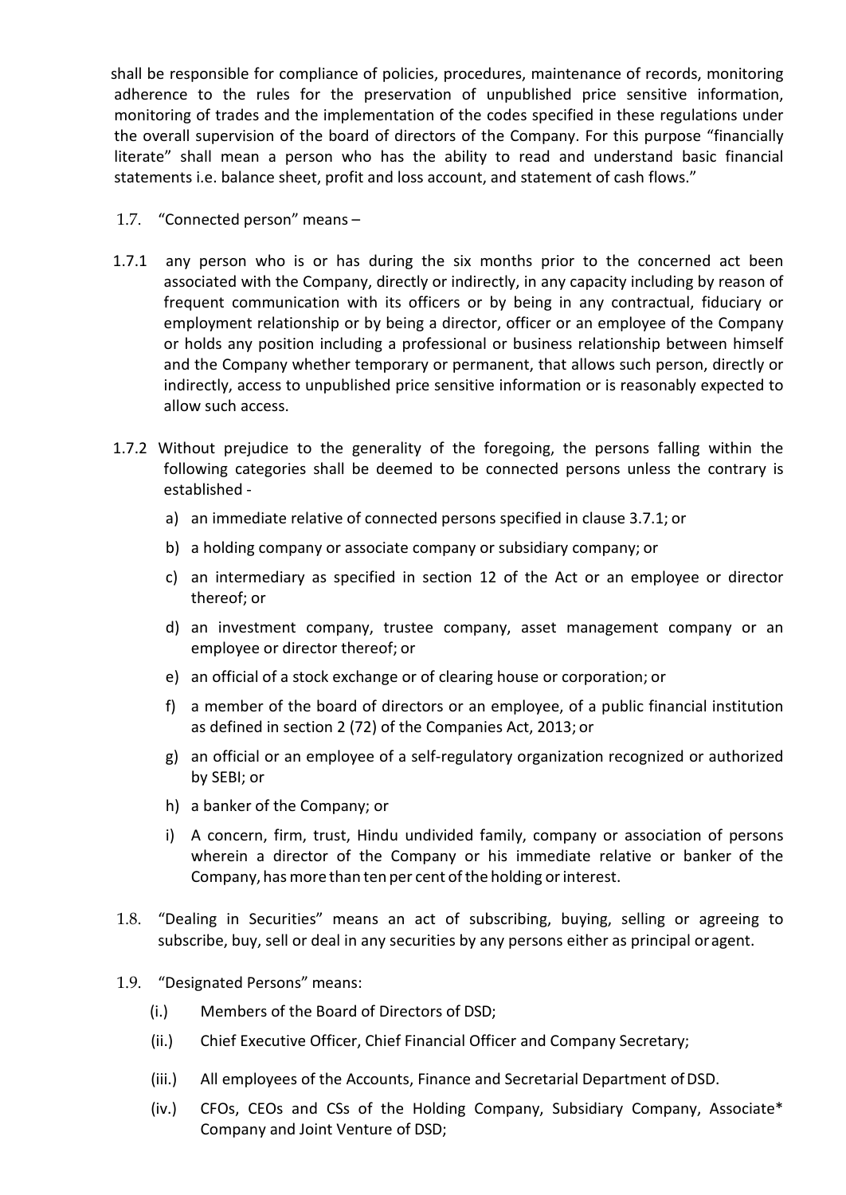shall be responsible for compliance of policies, procedures, maintenance of records, monitoring adherence to the rules for the preservation of unpublished price sensitive information, monitoring of trades and the implementation of the codes specified in these regulations under the overall supervision of the board of directors of the Company. For this purpose "financially literate" shall mean a person who has the ability to read and understand basic financial statements i.e. balance sheet, profit and loss account, and statement of cash flows."

1.7. "Connected person" means –

1.7.1 any person who is or has during the six months prior to the concerned act been associated with the Company, directly or indirectly, in any capacity including by reason of frequent communication with its officers or by being in any contractual, fiduciary or employment relationship or by being a director, officer or an employee of the Company or holds any position including a professional or business relationship between himself and the Company whether temporary or permanent, that allows such person, directly or indirectly, access to unpublished price sensitive information or is reasonably expected to allow such access.

1.7.2 Without prejudice to the generality of the foregoing, the persons falling within the following categories shall be deemed to be connected persons unless the contrary is established -

a) an immediate relative of connected persons specified in clause 3.7.1; or

b) a holding company or associate company or subsidiary company; or

c) an intermediary as specified in section 12 of the Act or an employee or director thereof; or

d) an investment company, trustee company, asset management company or an employee or director thereof; or

e) an official of a stock exchange or of clearing house or corporation; or

f) a member of the board of directors or an employee, of a public financial institution as defined in section 2 (72) of the Companies Act, 2013; or

g) an official or an employee of a self-regulatory organization recognized or authorized by SEBI; or

h) a banker of the Company; or

i) A concern, firm, trust, Hindu undivided family, company or association of persons wherein a director of the Company or his immediate relative or banker of the Company, has more than ten per cent of the holding or interest.

1.8. "Dealing in Securities" means an act of subscribing, buying, selling or agreeing to subscribe, buy, sell or deal in any securities by any persons either as principal or agent.

1.9. "Designated Persons" means:

(i.) Members of the Board of Directors of DSD;

(ii.) Chief Executive Officer, Chief Financial Officer and Company Secretary;

(iii.) All employees of the Accounts, Finance and Secretarial Department of DSD.

(iv.) CFOs, CEOs and CSs of the Holding Company, Subsidiary Company, Associate* Company and Joint Venture of DSD;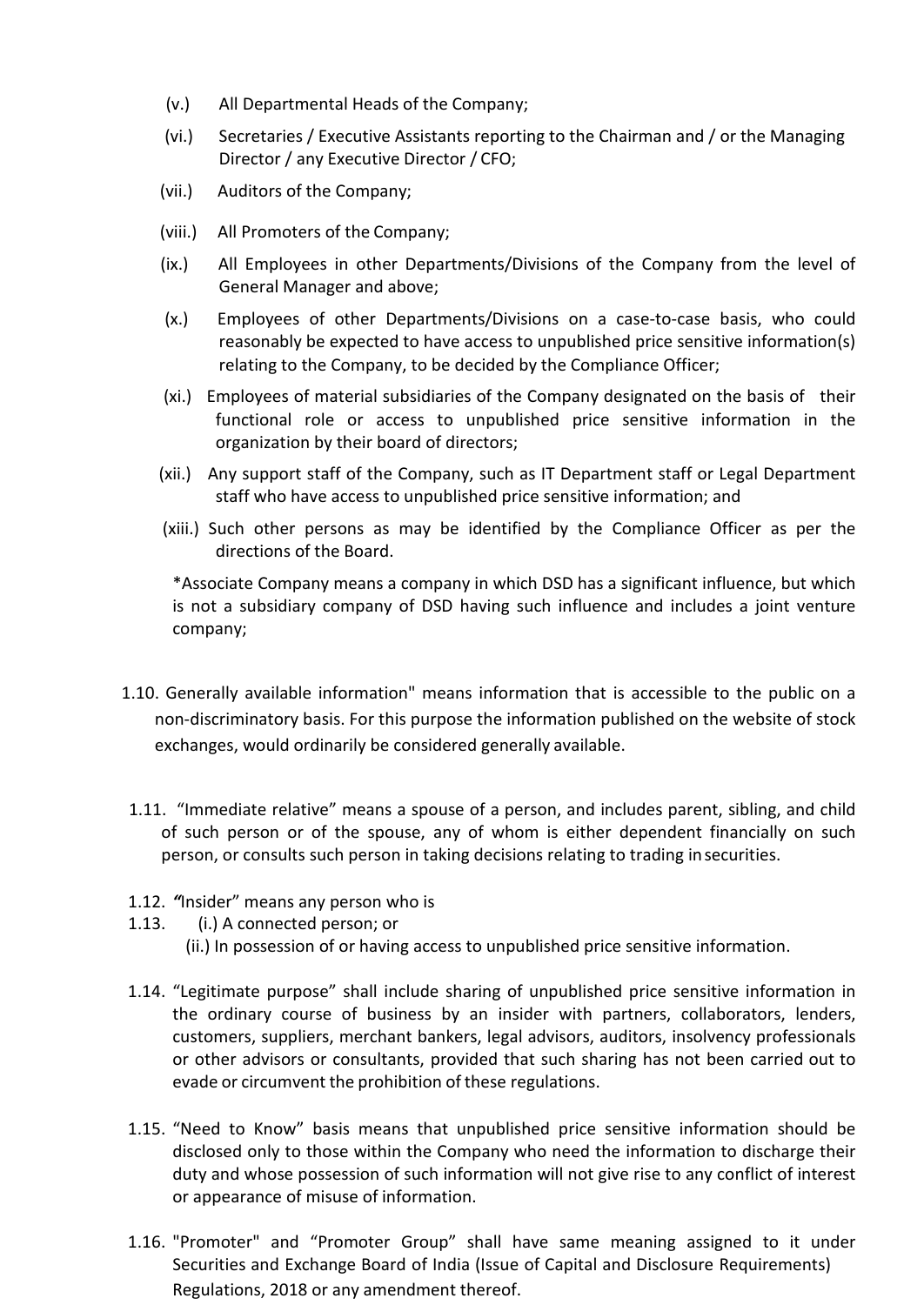(v.) All Departmental Heads of the Company;

(vi.) Secretaries / Executive Assistants reporting to the Chairman and / or the Managing Director / any Executive Director / CFO;

(vii.) Auditors of the Company;

(viii.) All Promoters of the Company;

(ix.) All Employees in other Departments/Divisions of the Company from the level of General Manager and above;

(x.) Employees of other Departments/Divisions on a case-to-case basis, who could reasonably be expected to have access to unpublished price sensitive information(s) relating to the Company, to be decided by the Compliance Officer;

(xi.) Employees of material subsidiaries of the Company designated on the basis of their functional role or access to unpublished price sensitive information in the organization by their board of directors;

(xii.) Any support staff of the Company, such as IT Department staff or Legal Department staff who have access to unpublished price sensitive information; and

(xiii.) Such other persons as may be identified by the Compliance Officer as per the directions of the Board.

*Associate Company means a company in which DSD has a significant influence, but which is not a subsidiary company of DSD having such influence and includes a joint venture company;

1.10. Generally available information" means information that is accessible to the public on a non-discriminatory basis. For this purpose the information published on the website of stock exchanges, would ordinarily be considered generally available.

1.11. "Immediate relative" means a spouse of a person, and includes parent, sibling, and child of such person or of the spouse, any of whom is either dependent financially on such person, or consults such person in taking decisions relating to trading in securities.

1.12. "Insider" means any person who is

1.13. (i.) A connected person; or

(ii.) In possession of or having access to unpublished price sensitive information.

1.14. "Legitimate purpose" shall include sharing of unpublished price sensitive information in the ordinary course of business by an insider with partners, collaborators, lenders, customers, suppliers, merchant bankers, legal advisors, auditors, insolvency professionals or other advisors or consultants, provided that such sharing has not been carried out to evade or circumvent the prohibition of these regulations.

1.15. "Need to Know" basis means that unpublished price sensitive information should be disclosed only to those within the Company who need the information to discharge their duty and whose possession of such information will not give rise to any conflict of interest or appearance of misuse of information.

1.16. "Promoter" and "Promoter Group" shall have same meaning assigned to it under Securities and Exchange Board of India (Issue of Capital and Disclosure Requirements) Regulations, 2018 or any amendment thereof.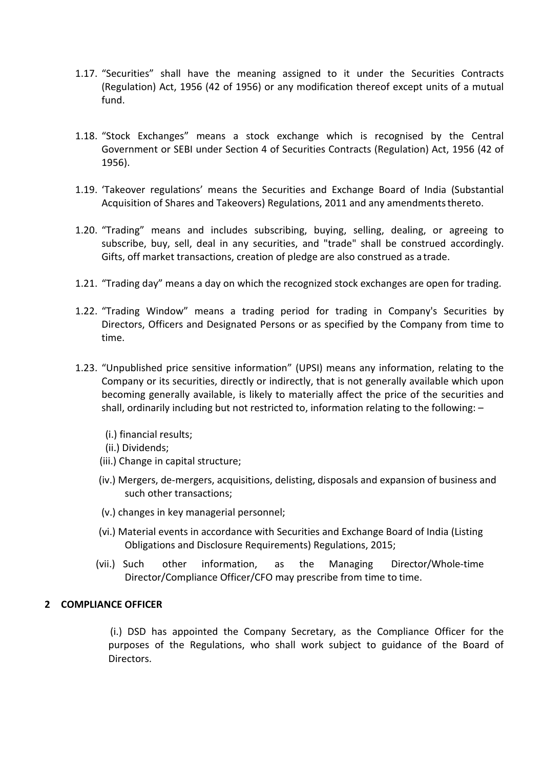1.17. "Securities" shall have the meaning assigned to it under the Securities Contracts (Regulation) Act, 1956 (42 of 1956) or any modification thereof except units of a mutual fund.

1.18. "Stock Exchanges" means a stock exchange which is recognised by the Central Government or SEBI under Section 4 of Securities Contracts (Regulation) Act, 1956 (42 of 1956).

1.19. 'Takeover regulations' means the Securities and Exchange Board of India (Substantial Acquisition of Shares and Takeovers) Regulations, 2011 and any amendments thereto.

1.20. "Trading" means and includes subscribing, buying, selling, dealing, or agreeing to subscribe, buy, sell, deal in any securities, and "trade" shall be construed accordingly. Gifts, off market transactions, creation of pledge are also construed as a trade.

1.21. "Trading day" means a day on which the recognized stock exchanges are open for trading.

1.22. "Trading Window" means a trading period for trading in Company's Securities by Directors, Officers and Designated Persons or as specified by the Company from time to time.

1.23. "Unpublished price sensitive information" (UPSI) means any information, relating to the Company or its securities, directly or indirectly, that is not generally available which upon becoming generally available, is likely to materially affect the price of the securities and shall, ordinarily including but not restricted to, information relating to the following: –

(i.) financial results;
(ii.) Dividends;
(iii.) Change in capital structure;
(iv.) Mergers, de-mergers, acquisitions, delisting, disposals and expansion of business and such other transactions;
(v.) changes in key managerial personnel;
(vi.) Material events in accordance with Securities and Exchange Board of India (Listing Obligations and Disclosure Requirements) Regulations, 2015;
(vii.) Such other information, as the Managing Director/Whole-time Director/Compliance Officer/CFO may prescribe from time to time.

## 2 COMPLIANCE OFFICER

(i.) DSD has appointed the Company Secretary, as the Compliance Officer for the purposes of the Regulations, who shall work subject to guidance of the Board of Directors.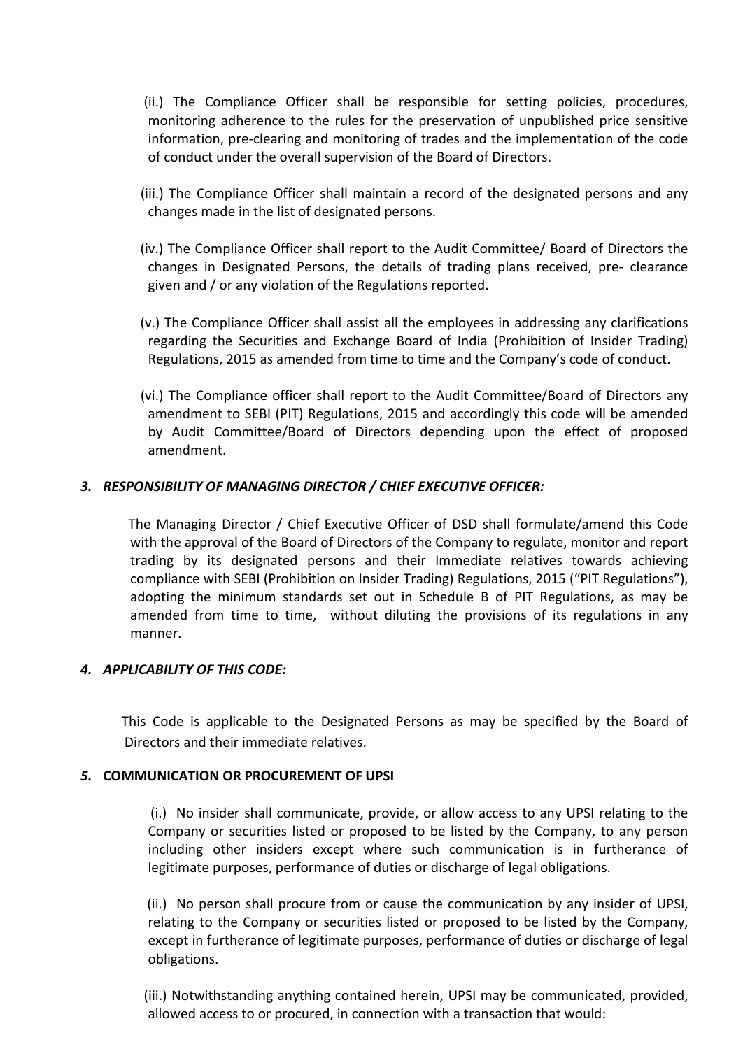(ii.) The Compliance Officer shall be responsible for setting policies, procedures, monitoring adherence to the rules for the preservation of unpublished price sensitive information, pre-clearing and monitoring of trades and the implementation of the code of conduct under the overall supervision of the Board of Directors.

(iii.) The Compliance Officer shall maintain a record of the designated persons and any changes made in the list of designated persons.

(iv.) The Compliance Officer shall report to the Audit Committee/ Board of Directors the changes in Designated Persons, the details of trading plans received, pre- clearance given and / or any violation of the Regulations reported.

(v.) The Compliance Officer shall assist all the employees in addressing any clarifications regarding the Securities and Exchange Board of India (Prohibition of Insider Trading) Regulations, 2015 as amended from time to time and the Company's code of conduct.

(vi.) The Compliance officer shall report to the Audit Committee/Board of Directors any amendment to SEBI (PIT) Regulations, 2015 and accordingly this code will be amended by Audit Committee/Board of Directors depending upon the effect of proposed amendment.

### *3. RESPONSIBILITY OF MANAGING DIRECTOR / CHIEF EXECUTIVE OFFICER:*

The Managing Director / Chief Executive Officer of DSD shall formulate/amend this Code with the approval of the Board of Directors of the Company to regulate, monitor and report trading by its designated persons and their Immediate relatives towards achieving compliance with SEBI (Prohibition on Insider Trading) Regulations, 2015 ("PIT Regulations"), adopting the minimum standards set out in Schedule B of PIT Regulations, as may be amended from time to time, without diluting the provisions of its regulations in any manner.

### *4. APPLICABILITY OF THIS CODE:*

This Code is applicable to the Designated Persons as may be specified by the Board of Directors and their immediate relatives.

### *5.* **COMMUNICATION OR PROCUREMENT OF UPSI**

(i.) No insider shall communicate, provide, or allow access to any UPSI relating to the Company or securities listed or proposed to be listed by the Company, to any person including other insiders except where such communication is in furtherance of legitimate purposes, performance of duties or discharge of legal obligations.

(ii.) No person shall procure from or cause the communication by any insider of UPSI, relating to the Company or securities listed or proposed to be listed by the Company, except in furtherance of legitimate purposes, performance of duties or discharge of legal obligations.

(iii.) Notwithstanding anything contained herein, UPSI may be communicated, provided, allowed access to or procured, in connection with a transaction that would: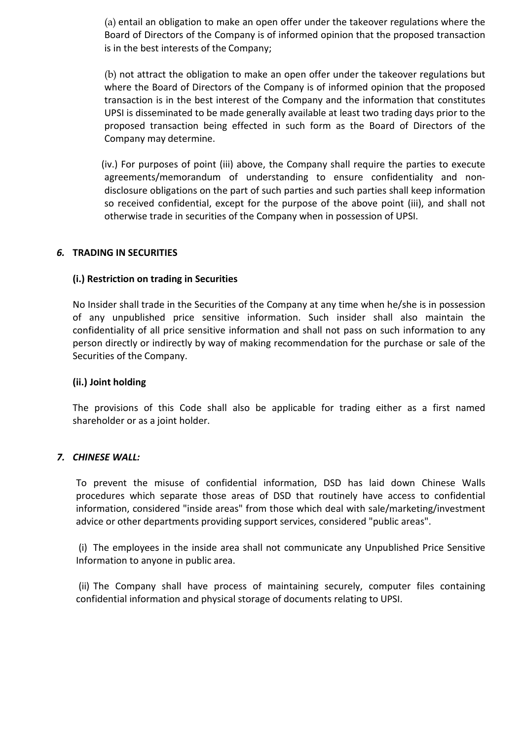(a) entail an obligation to make an open offer under the takeover regulations where the Board of Directors of the Company is of informed opinion that the proposed transaction is in the best interests of the Company;

(b) not attract the obligation to make an open offer under the takeover regulations but where the Board of Directors of the Company is of informed opinion that the proposed transaction is in the best interest of the Company and the information that constitutes UPSI is disseminated to be made generally available at least two trading days prior to the proposed transaction being effected in such form as the Board of Directors of the Company may determine.

(iv.) For purposes of point (iii) above, the Company shall require the parties to execute agreements/memorandum of understanding to ensure confidentiality and non-disclosure obligations on the part of such parties and such parties shall keep information so received confidential, except for the purpose of the above point (iii), and shall not otherwise trade in securities of the Company when in possession of UPSI.

## *6.* TRADING IN SECURITIES

### (i.) Restriction on trading in Securities

No Insider shall trade in the Securities of the Company at any time when he/she is in possession of any unpublished price sensitive information. Such insider shall also maintain the confidentiality of all price sensitive information and shall not pass on such information to any person directly or indirectly by way of making recommendation for the purchase or sale of the Securities of the Company.

### (ii.) Joint holding

The provisions of this Code shall also be applicable for trading either as a first named shareholder or as a joint holder.

## *7. CHINESE WALL:*

To prevent the misuse of confidential information, DSD has laid down Chinese Walls procedures which separate those areas of DSD that routinely have access to confidential information, considered "inside areas" from those which deal with sale/marketing/investment advice or other departments providing support services, considered "public areas".

(i) The employees in the inside area shall not communicate any Unpublished Price Sensitive Information to anyone in public area.

(ii) The Company shall have process of maintaining securely, computer files containing confidential information and physical storage of documents relating to UPSI.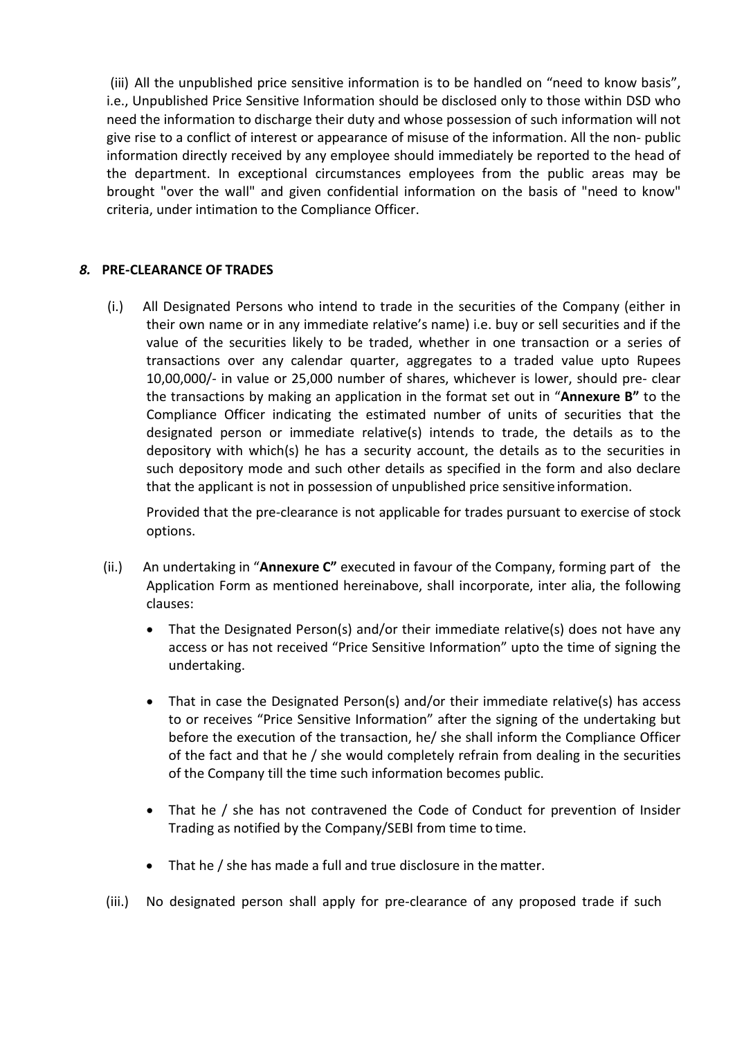(iii) All the unpublished price sensitive information is to be handled on "need to know basis", i.e., Unpublished Price Sensitive Information should be disclosed only to those within DSD who need the information to discharge their duty and whose possession of such information will not give rise to a conflict of interest or appearance of misuse of the information. All the non- public information directly received by any employee should immediately be reported to the head of the department. In exceptional circumstances employees from the public areas may be brought "over the wall" and given confidential information on the basis of "need to know" criteria, under intimation to the Compliance Officer.

## *8.* PRE-CLEARANCE OF TRADES

(i.) All Designated Persons who intend to trade in the securities of the Company (either in their own name or in any immediate relative's name) i.e. buy or sell securities and if the value of the securities likely to be traded, whether in one transaction or a series of transactions over any calendar quarter, aggregates to a traded value upto Rupees 10,00,000/- in value or 25,000 number of shares, whichever is lower, should pre- clear the transactions by making an application in the format set out in "**Annexure B"** to the Compliance Officer indicating the estimated number of units of securities that the designated person or immediate relative(s) intends to trade, the details as to the depository with which(s) he has a security account, the details as to the securities in such depository mode and such other details as specified in the form and also declare that the applicant is not in possession of unpublished price sensitive information.

Provided that the pre-clearance is not applicable for trades pursuant to exercise of stock options.

(ii.) An undertaking in "**Annexure C"** executed in favour of the Company, forming part of the Application Form as mentioned hereinabove, shall incorporate, inter alia, the following clauses:

- That the Designated Person(s) and/or their immediate relative(s) does not have any access or has not received "Price Sensitive Information" upto the time of signing the undertaking.
- That in case the Designated Person(s) and/or their immediate relative(s) has access to or receives "Price Sensitive Information" after the signing of the undertaking but before the execution of the transaction, he/ she shall inform the Compliance Officer of the fact and that he / she would completely refrain from dealing in the securities of the Company till the time such information becomes public.
- That he / she has not contravened the Code of Conduct for prevention of Insider Trading as notified by the Company/SEBI from time to time.
- That he / she has made a full and true disclosure in the matter.

(iii.) No designated person shall apply for pre-clearance of any proposed trade if such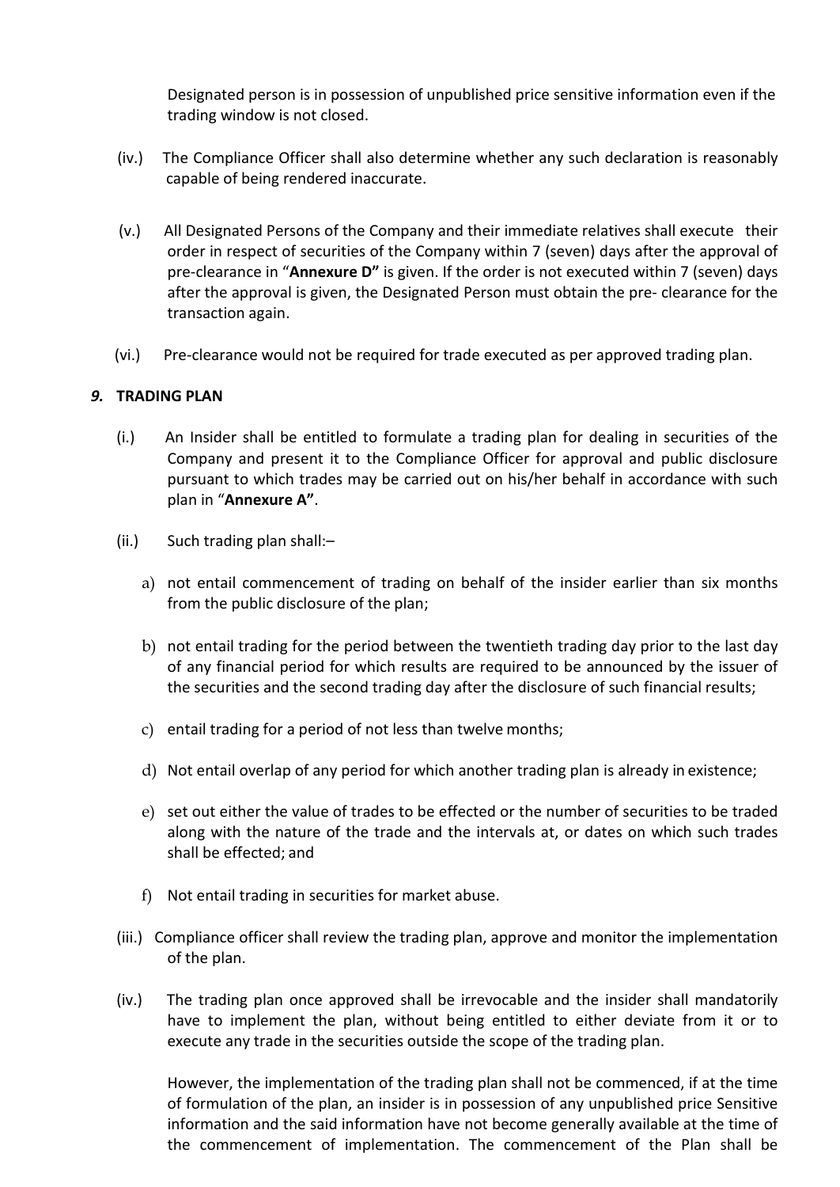Designated person is in possession of unpublished price sensitive information even if the trading window is not closed.

(iv.) The Compliance Officer shall also determine whether any such declaration is reasonably capable of being rendered inaccurate.

(v.) All Designated Persons of the Company and their immediate relatives shall execute their order in respect of securities of the Company within 7 (seven) days after the approval of pre-clearance in "**Annexure D"** is given. If the order is not executed within 7 (seven) days after the approval is given, the Designated Person must obtain the pre- clearance for the transaction again.

(vi.) Pre-clearance would not be required for trade executed as per approved trading plan.

***9.*** **TRADING PLAN**

(i.) An Insider shall be entitled to formulate a trading plan for dealing in securities of the Company and present it to the Compliance Officer for approval and public disclosure pursuant to which trades may be carried out on his/her behalf in accordance with such plan in "**Annexure A"**.

(ii.) Such trading plan shall:–

a) not entail commencement of trading on behalf of the insider earlier than six months from the public disclosure of the plan;

b) not entail trading for the period between the twentieth trading day prior to the last day of any financial period for which results are required to be announced by the issuer of the securities and the second trading day after the disclosure of such financial results;

c) entail trading for a period of not less than twelve months;

d) Not entail overlap of any period for which another trading plan is already in existence;

e) set out either the value of trades to be effected or the number of securities to be traded along with the nature of the trade and the intervals at, or dates on which such trades shall be effected; and

f) Not entail trading in securities for market abuse.

(iii.) Compliance officer shall review the trading plan, approve and monitor the implementation of the plan.

(iv.) The trading plan once approved shall be irrevocable and the insider shall mandatorily have to implement the plan, without being entitled to either deviate from it or to execute any trade in the securities outside the scope of the trading plan.

However, the implementation of the trading plan shall not be commenced, if at the time of formulation of the plan, an insider is in possession of any unpublished price Sensitive information and the said information have not become generally available at the time of the commencement of implementation. The commencement of the Plan shall be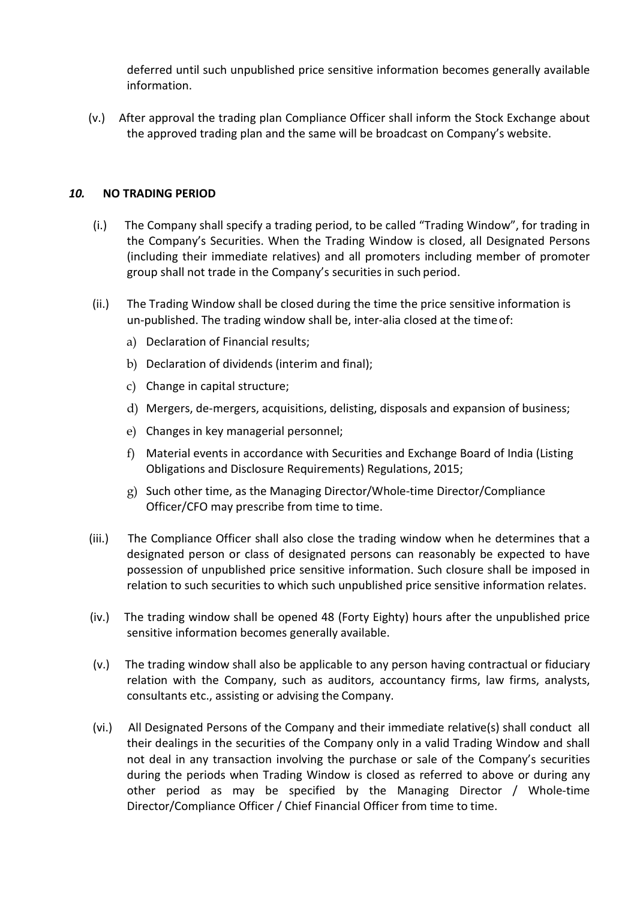deferred until such unpublished price sensitive information becomes generally available information.

(v.) After approval the trading plan Compliance Officer shall inform the Stock Exchange about the approved trading plan and the same will be broadcast on Company's website.

## *10.* NO TRADING PERIOD

(i.) The Company shall specify a trading period, to be called "Trading Window", for trading in the Company's Securities. When the Trading Window is closed, all Designated Persons (including their immediate relatives) and all promoters including member of promoter group shall not trade in the Company's securities in such period.

(ii.) The Trading Window shall be closed during the time the price sensitive information is un-published. The trading window shall be, inter-alia closed at the time of:

a) Declaration of Financial results;

b) Declaration of dividends (interim and final);

c) Change in capital structure;

d) Mergers, de-mergers, acquisitions, delisting, disposals and expansion of business;

e) Changes in key managerial personnel;

f) Material events in accordance with Securities and Exchange Board of India (Listing Obligations and Disclosure Requirements) Regulations, 2015;

g) Such other time, as the Managing Director/Whole-time Director/Compliance Officer/CFO may prescribe from time to time.

(iii.) The Compliance Officer shall also close the trading window when he determines that a designated person or class of designated persons can reasonably be expected to have possession of unpublished price sensitive information. Such closure shall be imposed in relation to such securities to which such unpublished price sensitive information relates.

(iv.) The trading window shall be opened 48 (Forty Eighty) hours after the unpublished price sensitive information becomes generally available.

(v.) The trading window shall also be applicable to any person having contractual or fiduciary relation with the Company, such as auditors, accountancy firms, law firms, analysts, consultants etc., assisting or advising the Company.

(vi.) All Designated Persons of the Company and their immediate relative(s) shall conduct all their dealings in the securities of the Company only in a valid Trading Window and shall not deal in any transaction involving the purchase or sale of the Company's securities during the periods when Trading Window is closed as referred to above or during any other period as may be specified by the Managing Director / Whole-time Director/Compliance Officer / Chief Financial Officer from time to time.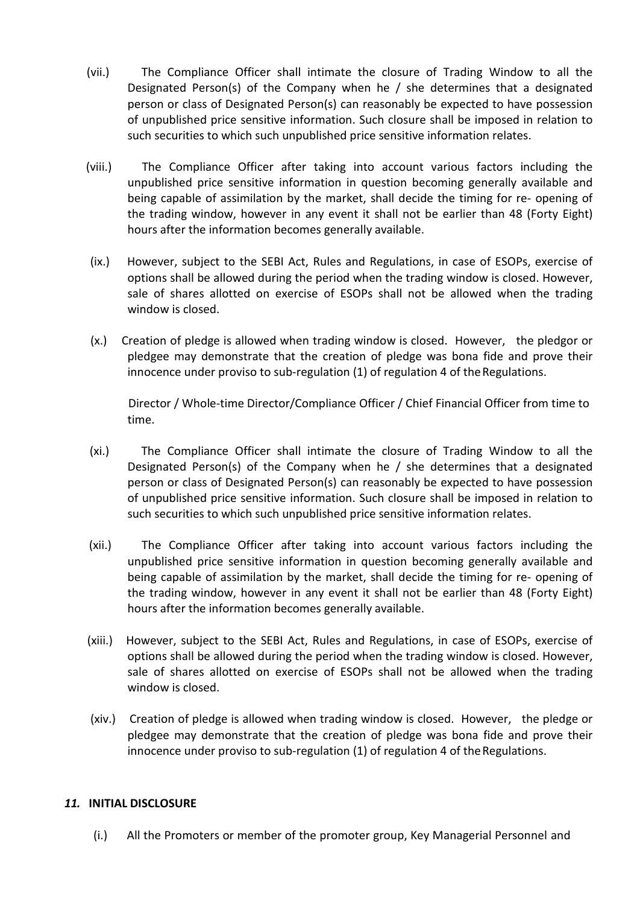(vii.) The Compliance Officer shall intimate the closure of Trading Window to all the Designated Person(s) of the Company when he / she determines that a designated person or class of Designated Person(s) can reasonably be expected to have possession of unpublished price sensitive information. Such closure shall be imposed in relation to such securities to which such unpublished price sensitive information relates.

(viii.) The Compliance Officer after taking into account various factors including the unpublished price sensitive information in question becoming generally available and being capable of assimilation by the market, shall decide the timing for re- opening of the trading window, however in any event it shall not be earlier than 48 (Forty Eight) hours after the information becomes generally available.

(ix.) However, subject to the SEBI Act, Rules and Regulations, in case of ESOPs, exercise of options shall be allowed during the period when the trading window is closed. However, sale of shares allotted on exercise of ESOPs shall not be allowed when the trading window is closed.

(x.) Creation of pledge is allowed when trading window is closed. However, the pledgor or pledgee may demonstrate that the creation of pledge was bona fide and prove their innocence under proviso to sub-regulation (1) of regulation 4 of the Regulations.

Director / Whole-time Director/Compliance Officer / Chief Financial Officer from time to time.

(xi.) The Compliance Officer shall intimate the closure of Trading Window to all the Designated Person(s) of the Company when he / she determines that a designated person or class of Designated Person(s) can reasonably be expected to have possession of unpublished price sensitive information. Such closure shall be imposed in relation to such securities to which such unpublished price sensitive information relates.

(xii.) The Compliance Officer after taking into account various factors including the unpublished price sensitive information in question becoming generally available and being capable of assimilation by the market, shall decide the timing for re- opening of the trading window, however in any event it shall not be earlier than 48 (Forty Eight) hours after the information becomes generally available.

(xiii.) However, subject to the SEBI Act, Rules and Regulations, in case of ESOPs, exercise of options shall be allowed during the period when the trading window is closed. However, sale of shares allotted on exercise of ESOPs shall not be allowed when the trading window is closed.

(xiv.) Creation of pledge is allowed when trading window is closed. However, the pledge or pledgee may demonstrate that the creation of pledge was bona fide and prove their innocence under proviso to sub-regulation (1) of regulation 4 of the Regulations.

## *11.* INITIAL DISCLOSURE

(i.) All the Promoters or member of the promoter group, Key Managerial Personnel and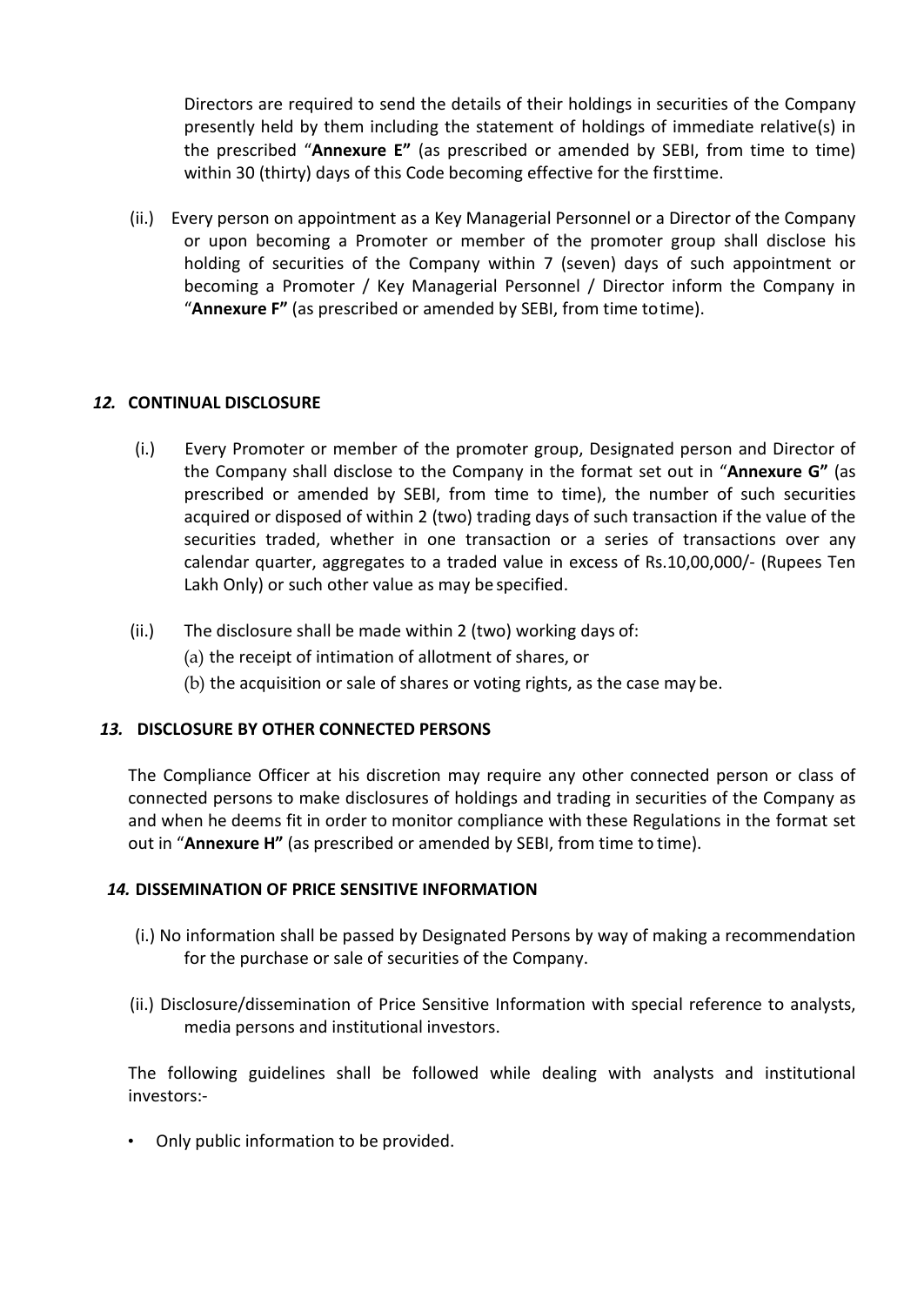Directors are required to send the details of their holdings in securities of the Company presently held by them including the statement of holdings of immediate relative(s) in the prescribed "**Annexure E"** (as prescribed or amended by SEBI, from time to time) within 30 (thirty) days of this Code becoming effective for the firsttime.

(ii.) Every person on appointment as a Key Managerial Personnel or a Director of the Company or upon becoming a Promoter or member of the promoter group shall disclose his holding of securities of the Company within 7 (seven) days of such appointment or becoming a Promoter / Key Managerial Personnel / Director inform the Company in "**Annexure F"** (as prescribed or amended by SEBI, from time totime).

## *12.* CONTINUAL DISCLOSURE

(i.) Every Promoter or member of the promoter group, Designated person and Director of the Company shall disclose to the Company in the format set out in "**Annexure G"** (as prescribed or amended by SEBI, from time to time), the number of such securities acquired or disposed of within 2 (two) trading days of such transaction if the value of the securities traded, whether in one transaction or a series of transactions over any calendar quarter, aggregates to a traded value in excess of Rs.10,00,000/- (Rupees Ten Lakh Only) or such other value as may be specified.

(ii.) The disclosure shall be made within 2 (two) working days of:
(a) the receipt of intimation of allotment of shares, or
(b) the acquisition or sale of shares or voting rights, as the case may be.

## *13.* DISCLOSURE BY OTHER CONNECTED PERSONS

The Compliance Officer at his discretion may require any other connected person or class of connected persons to make disclosures of holdings and trading in securities of the Company as and when he deems fit in order to monitor compliance with these Regulations in the format set out in "**Annexure H"** (as prescribed or amended by SEBI, from time to time).

## *14.* DISSEMINATION OF PRICE SENSITIVE INFORMATION

(i.) No information shall be passed by Designated Persons by way of making a recommendation for the purchase or sale of securities of the Company.

(ii.) Disclosure/dissemination of Price Sensitive Information with special reference to analysts, media persons and institutional investors.

The following guidelines shall be followed while dealing with analysts and institutional investors:-

- Only public information to be provided.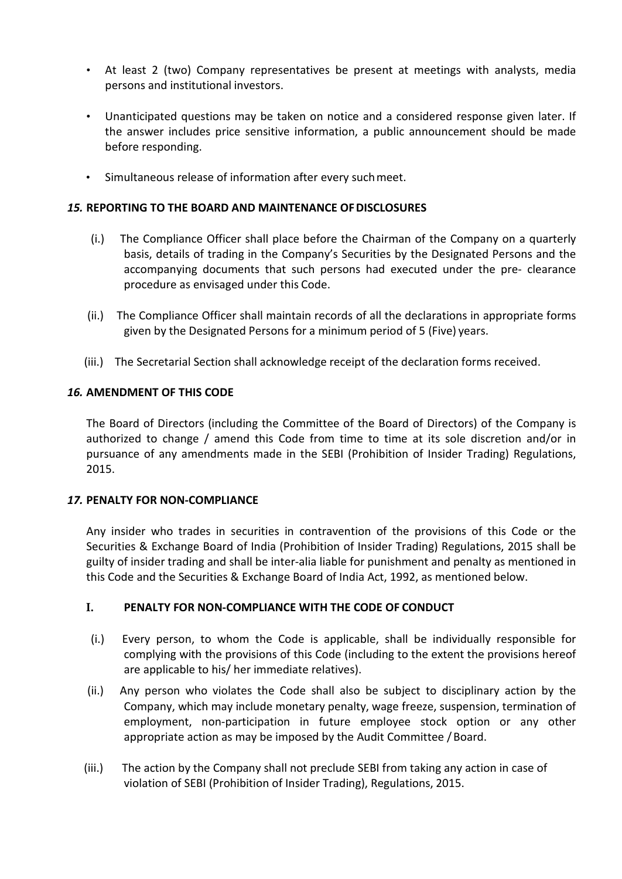- At least 2 (two) Company representatives be present at meetings with analysts, media persons and institutional investors.
- Unanticipated questions may be taken on notice and a considered response given later. If the answer includes price sensitive information, a public announcement should be made before responding.
- Simultaneous release of information after every such meet.

### *15.* REPORTING TO THE BOARD AND MAINTENANCE OF DISCLOSURES

(i.) The Compliance Officer shall place before the Chairman of the Company on a quarterly basis, details of trading in the Company's Securities by the Designated Persons and the accompanying documents that such persons had executed under the pre- clearance procedure as envisaged under this Code.

(ii.) The Compliance Officer shall maintain records of all the declarations in appropriate forms given by the Designated Persons for a minimum period of 5 (Five) years.

(iii.) The Secretarial Section shall acknowledge receipt of the declaration forms received.

### *16.* AMENDMENT OF THIS CODE

The Board of Directors (including the Committee of the Board of Directors) of the Company is authorized to change / amend this Code from time to time at its sole discretion and/or in pursuance of any amendments made in the SEBI (Prohibition of Insider Trading) Regulations, 2015.

### *17.* PENALTY FOR NON-COMPLIANCE

Any insider who trades in securities in contravention of the provisions of this Code or the Securities & Exchange Board of India (Prohibition of Insider Trading) Regulations, 2015 shall be guilty of insider trading and shall be inter-alia liable for punishment and penalty as mentioned in this Code and the Securities & Exchange Board of India Act, 1992, as mentioned below.

#### I. PENALTY FOR NON-COMPLIANCE WITH THE CODE OF CONDUCT

(i.) Every person, to whom the Code is applicable, shall be individually responsible for complying with the provisions of this Code (including to the extent the provisions hereof are applicable to his/ her immediate relatives).

(ii.) Any person who violates the Code shall also be subject to disciplinary action by the Company, which may include monetary penalty, wage freeze, suspension, termination of employment, non-participation in future employee stock option or any other appropriate action as may be imposed by the Audit Committee / Board.

(iii.) The action by the Company shall not preclude SEBI from taking any action in case of violation of SEBI (Prohibition of Insider Trading), Regulations, 2015.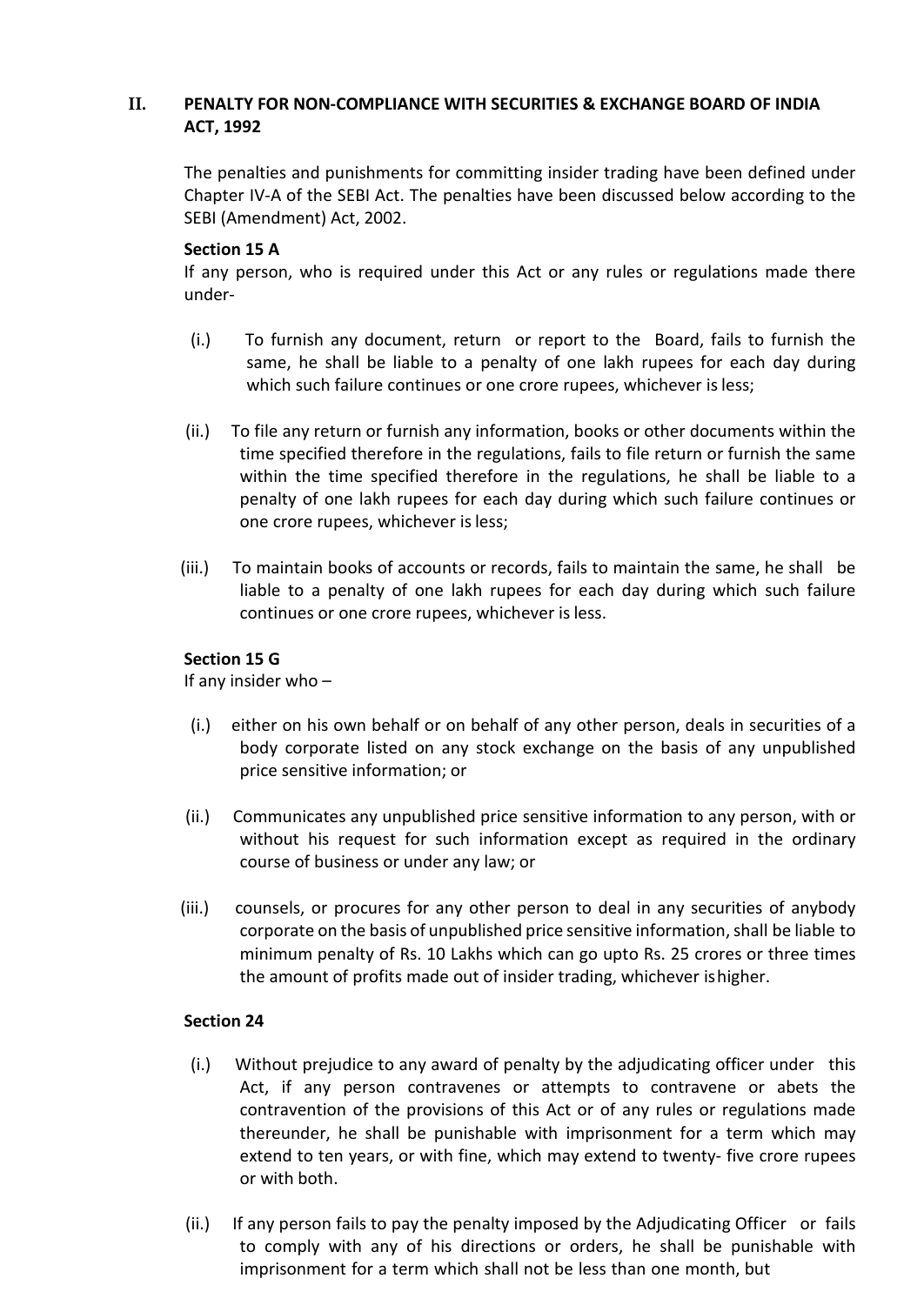## II. PENALTY FOR NON-COMPLIANCE WITH SECURITIES & EXCHANGE BOARD OF INDIA ACT, 1992

The penalties and punishments for committing insider trading have been defined under Chapter IV-A of the SEBI Act. The penalties have been discussed below according to the SEBI (Amendment) Act, 2002.

**Section 15 A**

If any person, who is required under this Act or any rules or regulations made there under-

(i.) To furnish any document, return or report to the Board, fails to furnish the same, he shall be liable to a penalty of one lakh rupees for each day during which such failure continues or one crore rupees, whichever is less;

(ii.) To file any return or furnish any information, books or other documents within the time specified therefore in the regulations, fails to file return or furnish the same within the time specified therefore in the regulations, he shall be liable to a penalty of one lakh rupees for each day during which such failure continues or one crore rupees, whichever is less;

(iii.) To maintain books of accounts or records, fails to maintain the same, he shall be liable to a penalty of one lakh rupees for each day during which such failure continues or one crore rupees, whichever is less.

**Section 15 G**

If any insider who –

(i.) either on his own behalf or on behalf of any other person, deals in securities of a body corporate listed on any stock exchange on the basis of any unpublished price sensitive information; or

(ii.) Communicates any unpublished price sensitive information to any person, with or without his request for such information except as required in the ordinary course of business or under any law; or

(iii.) counsels, or procures for any other person to deal in any securities of anybody corporate on the basis of unpublished price sensitive information, shall be liable to minimum penalty of Rs. 10 Lakhs which can go upto Rs. 25 crores or three times the amount of profits made out of insider trading, whichever is higher.

**Section 24**

(i.) Without prejudice to any award of penalty by the adjudicating officer under this Act, if any person contravenes or attempts to contravene or abets the contravention of the provisions of this Act or of any rules or regulations made thereunder, he shall be punishable with imprisonment for a term which may extend to ten years, or with fine, which may extend to twenty- five crore rupees or with both.

(ii.) If any person fails to pay the penalty imposed by the Adjudicating Officer or fails to comply with any of his directions or orders, he shall be punishable with imprisonment for a term which shall not be less than one month, but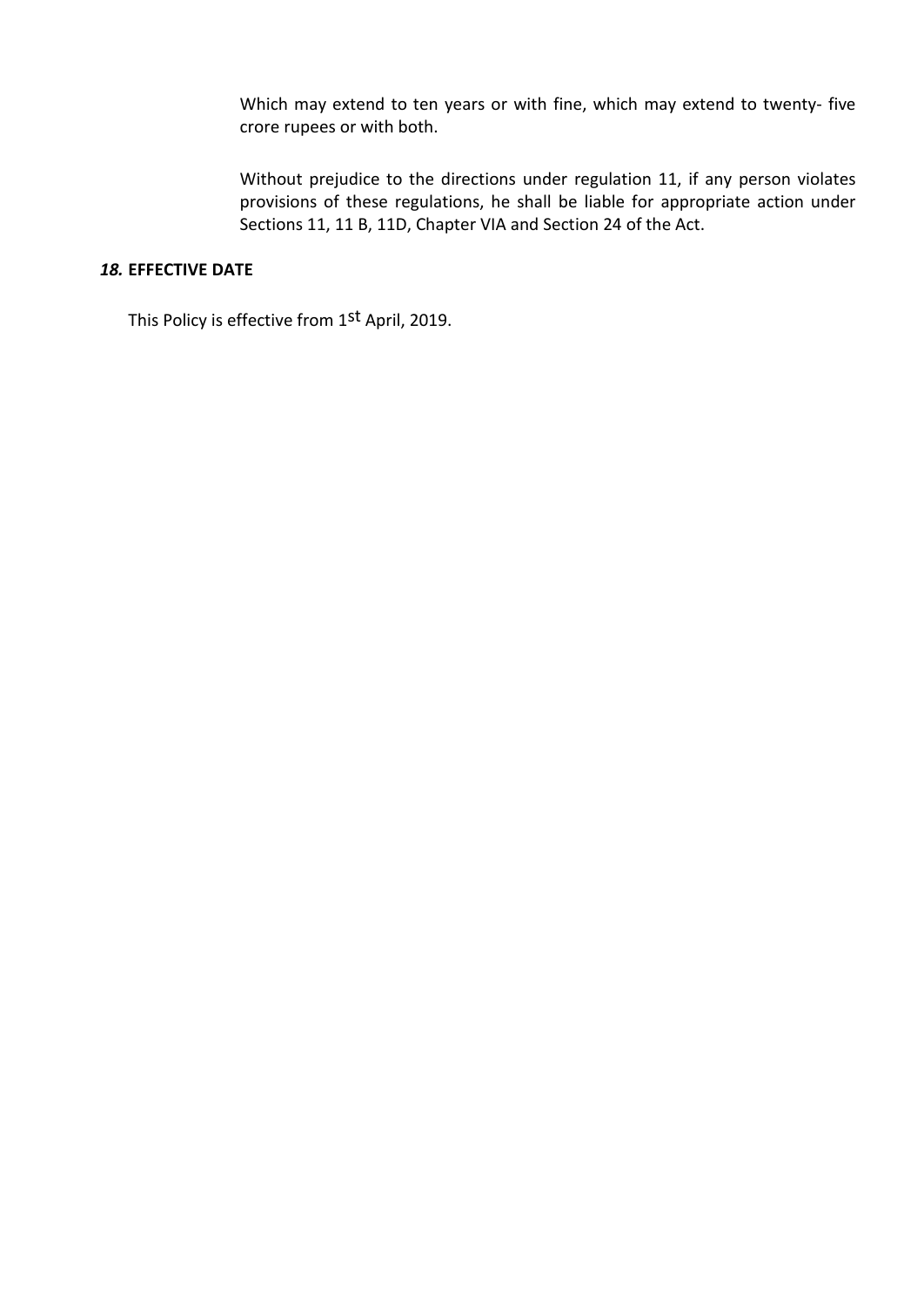Which may extend to ten years or with fine, which may extend to twenty- five crore rupees or with both.

Without prejudice to the directions under regulation 11, if any person violates provisions of these regulations, he shall be liable for appropriate action under Sections 11, 11 B, 11D, Chapter VIA and Section 24 of the Act.

### *18.* EFFECTIVE DATE

This Policy is effective from 1st April, 2019.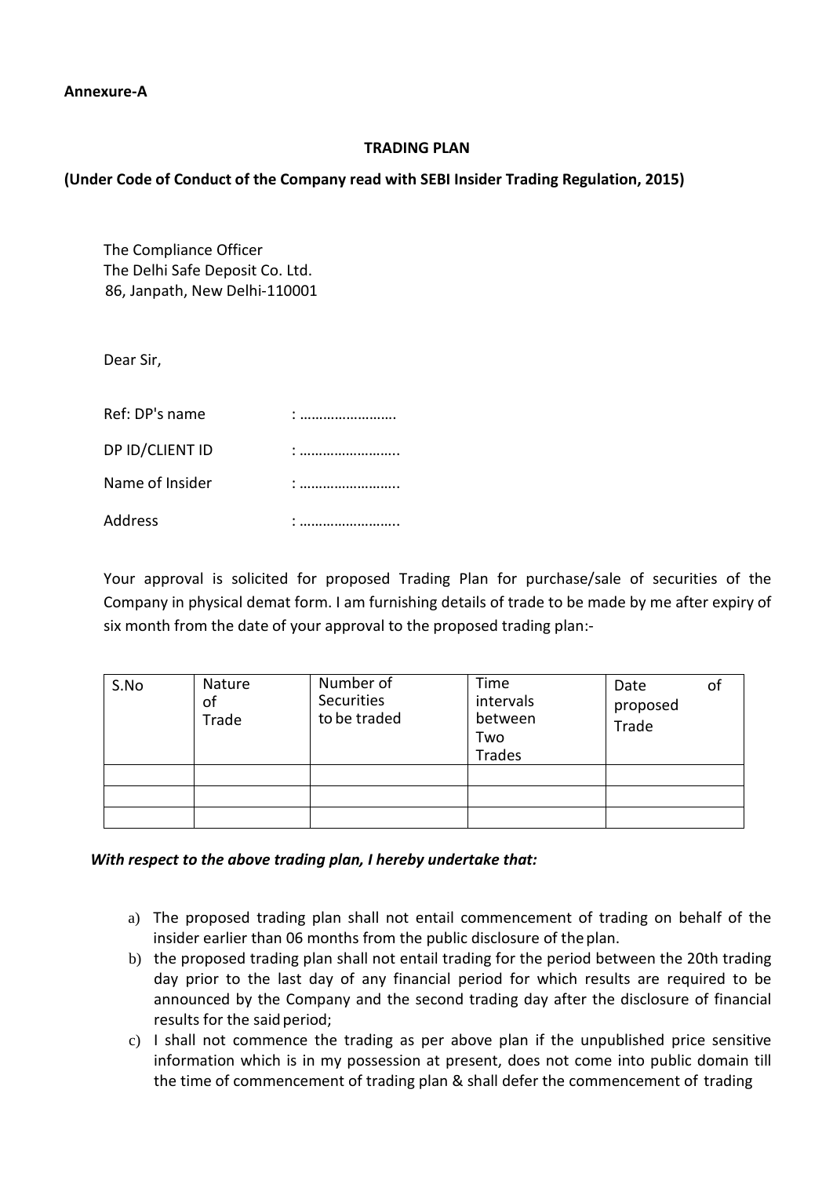**Annexure-A**

**TRADING PLAN**

**(Under Code of Conduct of the Company read with SEBI Insider Trading Regulation, 2015)**

The Compliance Officer
The Delhi Safe Deposit Co. Ltd.
86, Janpath, New Delhi-110001

Dear Sir,

Ref: DP's name : …………………….

DP ID/CLIENT ID : ……………………..

Name of Insider : ……………………..

Address : ……………………..

Your approval is solicited for proposed Trading Plan for purchase/sale of securities of the Company in physical demat form. I am furnishing details of trade to be made by me after expiry of six month from the date of your approval to the proposed trading plan:-

| S.No | Nature of Trade | Number of Securities to be traded | Time intervals between Two Trades | Date of proposed Trade |
|---|---|---|---|---|
| | | | | |
| | | | | |
| | | | | |

***With respect to the above trading plan, I hereby undertake that:***

a) The proposed trading plan shall not entail commencement of trading on behalf of the insider earlier than 06 months from the public disclosure of the plan.
b) the proposed trading plan shall not entail trading for the period between the 20th trading day prior to the last day of any financial period for which results are required to be announced by the Company and the second trading day after the disclosure of financial results for the said period;
c) I shall not commence the trading as per above plan if the unpublished price sensitive information which is in my possession at present, does not come into public domain till the time of commencement of trading plan & shall defer the commencement of trading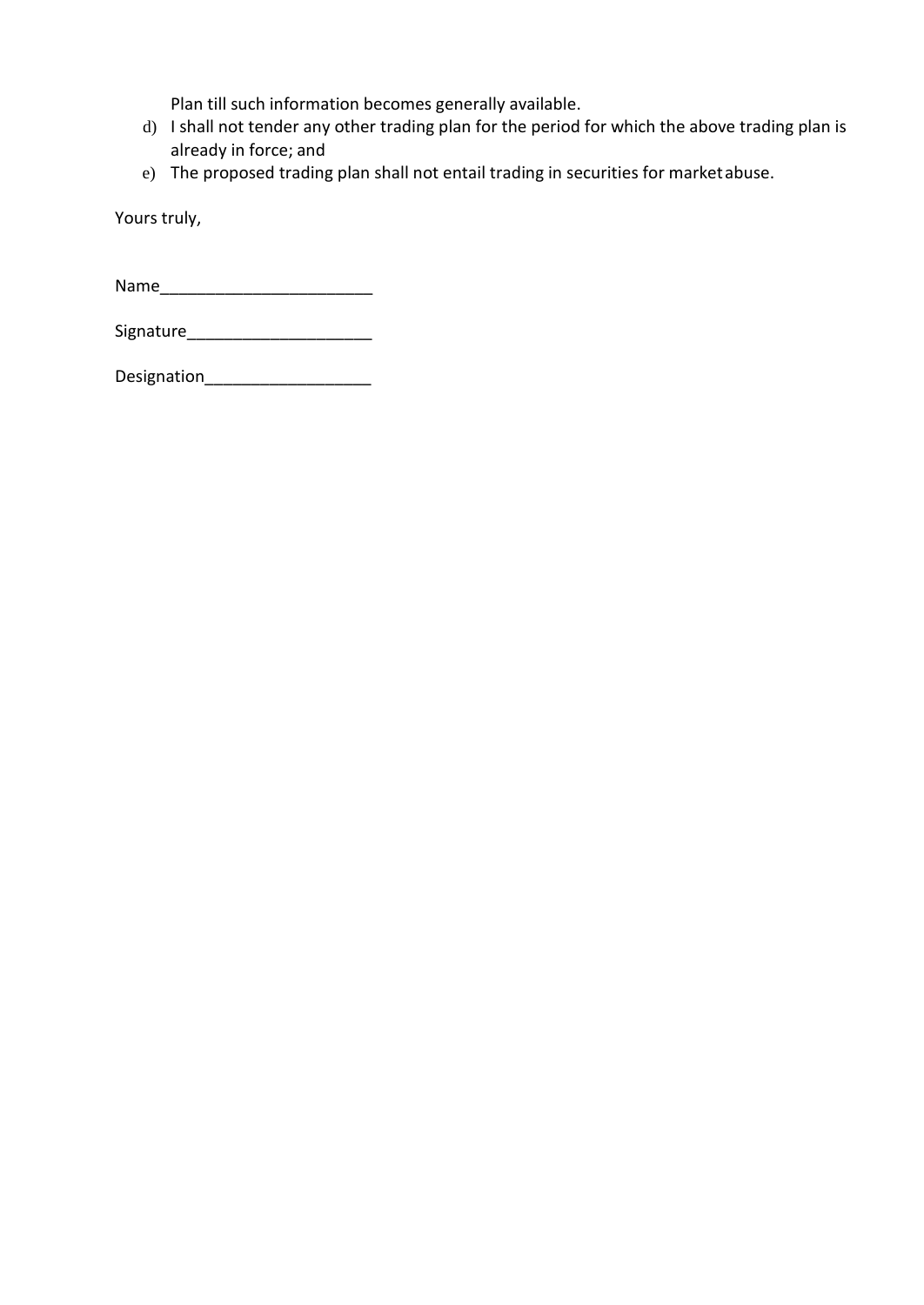Plan till such information becomes generally available.

d) I shall not tender any other trading plan for the period for which the above trading plan is already in force; and

e) The proposed trading plan shall not entail trading in securities for market abuse.

Yours truly,

Name_______________________

Signature___________________

Designation_________________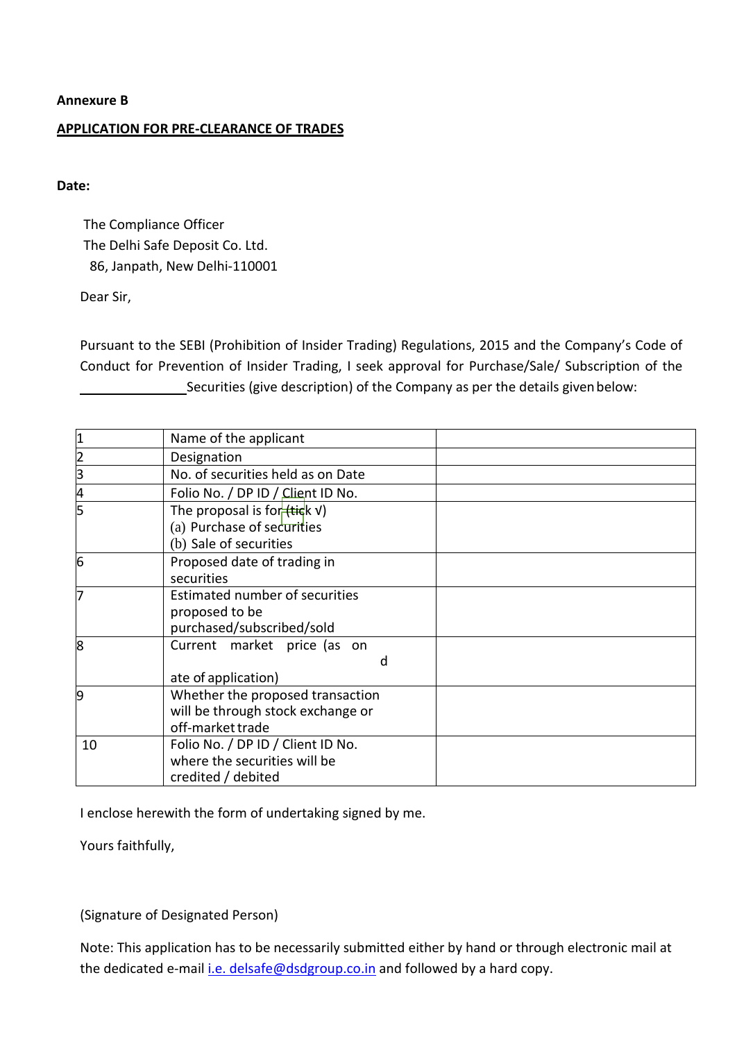**Annexure B**

**APPLICATION FOR PRE-CLEARANCE OF TRADES**

**Date:**

The Compliance Officer
The Delhi Safe Deposit Co. Ltd.
86, Janpath, New Delhi-110001

Dear Sir,

Pursuant to the SEBI (Prohibition of Insider Trading) Regulations, 2015 and the Company's Code of Conduct for Prevention of Insider Trading, I seek approval for Purchase/Sale/ Subscription of the ______________ Securities (give description) of the Company as per the details given below:

| | | |
|---|---|---|
| 1 | Name of the applicant | |
| 2 | Designation | |
| 3 | No. of securities held as on Date | |
| 4 | Folio No. / DP ID / Client ID No. | |
| 5 | The proposal is for (tick √)<br>(a) Purchase of securities<br>(b) Sale of securities | |
| 6 | Proposed date of trading in securities | |
| 7 | Estimated number of securities proposed to be purchased/subscribed/sold | |
| 8 | Current market price (as on date of application) | |
| 9 | Whether the proposed transaction will be through stock exchange or off-market trade | |
| 10 | Folio No. / DP ID / Client ID No. where the securities will be credited / debited | |

I enclose herewith the form of undertaking signed by me.

Yours faithfully,

(Signature of Designated Person)

Note: This application has to be necessarily submitted either by hand or through electronic mail at the dedicated e-mail i.e. delsafe@dsdgroup.co.in and followed by a hard copy.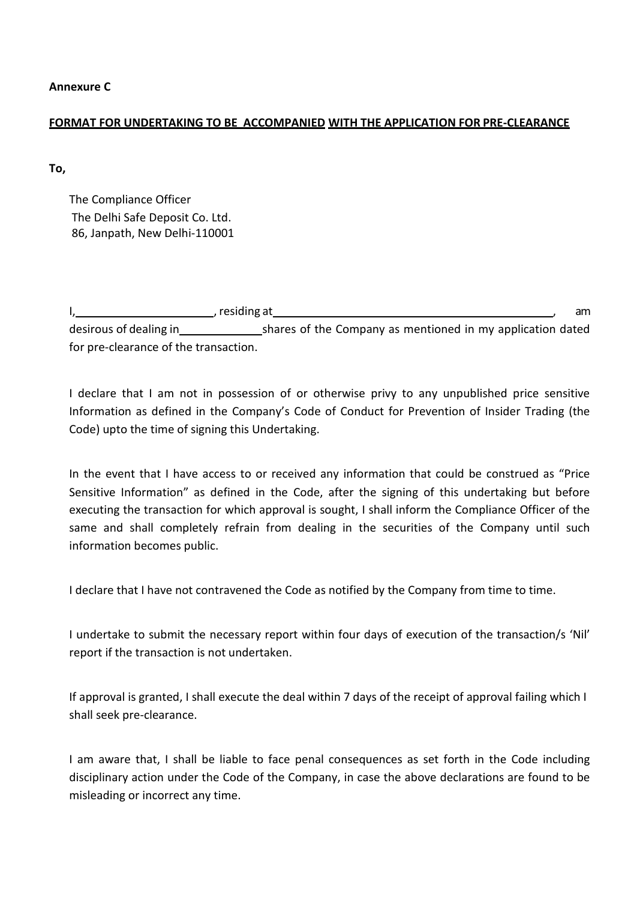**Annexure C**

**FORMAT FOR UNDERTAKING TO BE ACCOMPANIED WITH THE APPLICATION FOR PRE-CLEARANCE**

**To,**

The Compliance Officer
The Delhi Safe Deposit Co. Ltd.
86, Janpath, New Delhi-110001

I,______________________, residing at______________________________________________, am desirous of dealing in_____________shares of the Company as mentioned in my application dated for pre-clearance of the transaction.

I declare that I am not in possession of or otherwise privy to any unpublished price sensitive Information as defined in the Company's Code of Conduct for Prevention of Insider Trading (the Code) upto the time of signing this Undertaking.

In the event that I have access to or received any information that could be construed as "Price Sensitive Information" as defined in the Code, after the signing of this undertaking but before executing the transaction for which approval is sought, I shall inform the Compliance Officer of the same and shall completely refrain from dealing in the securities of the Company until such information becomes public.

I declare that I have not contravened the Code as notified by the Company from time to time.

I undertake to submit the necessary report within four days of execution of the transaction/s 'Nil' report if the transaction is not undertaken.

If approval is granted, I shall execute the deal within 7 days of the receipt of approval failing which I shall seek pre-clearance.

I am aware that, I shall be liable to face penal consequences as set forth in the Code including disciplinary action under the Code of the Company, in case the above declarations are found to be misleading or incorrect any time.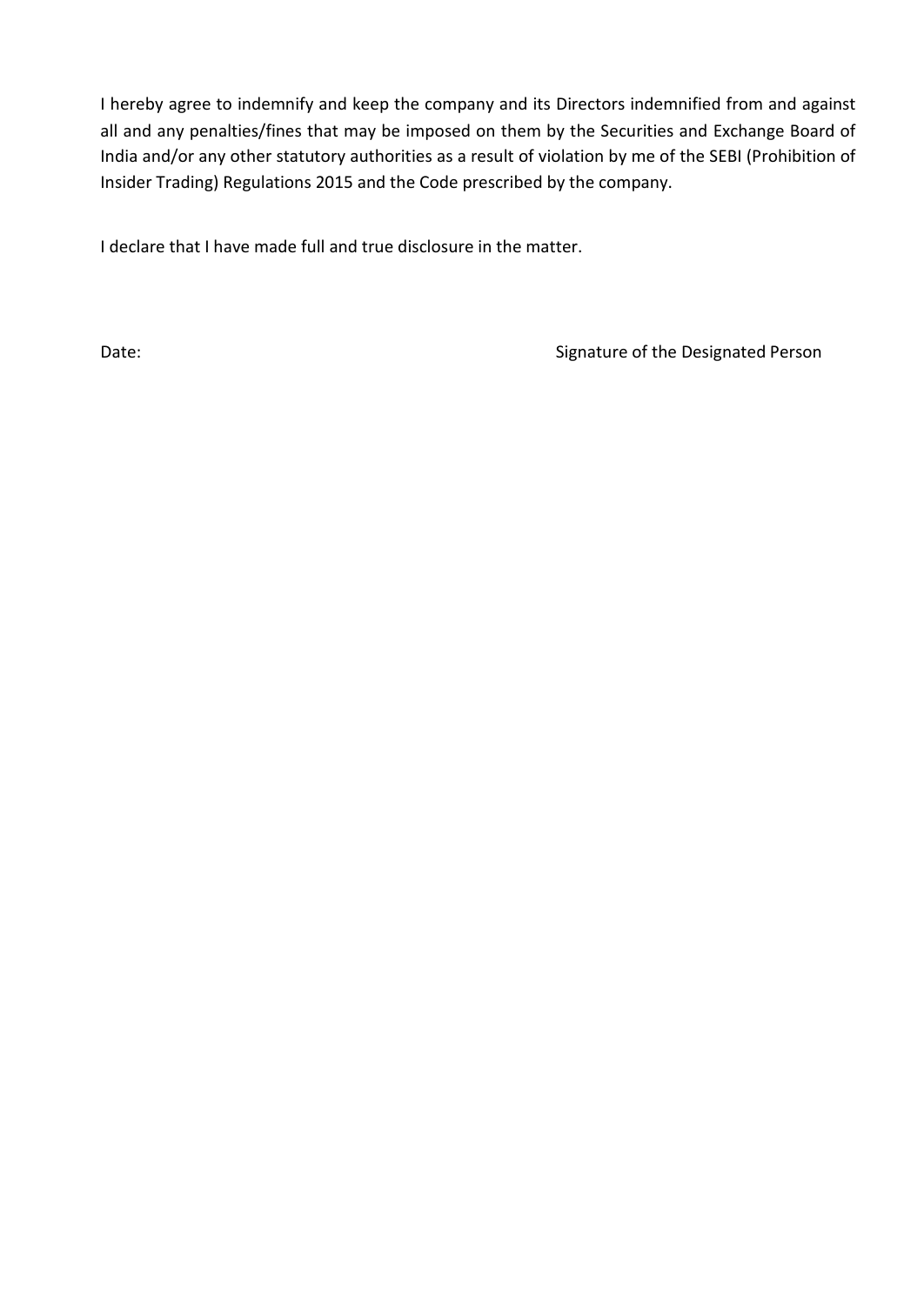I hereby agree to indemnify and keep the company and its Directors indemnified from and against all and any penalties/fines that may be imposed on them by the Securities and Exchange Board of India and/or any other statutory authorities as a result of violation by me of the SEBI (Prohibition of Insider Trading) Regulations 2015 and the Code prescribed by the company.

I declare that I have made full and true disclosure in the matter.

Date: Signature of the Designated Person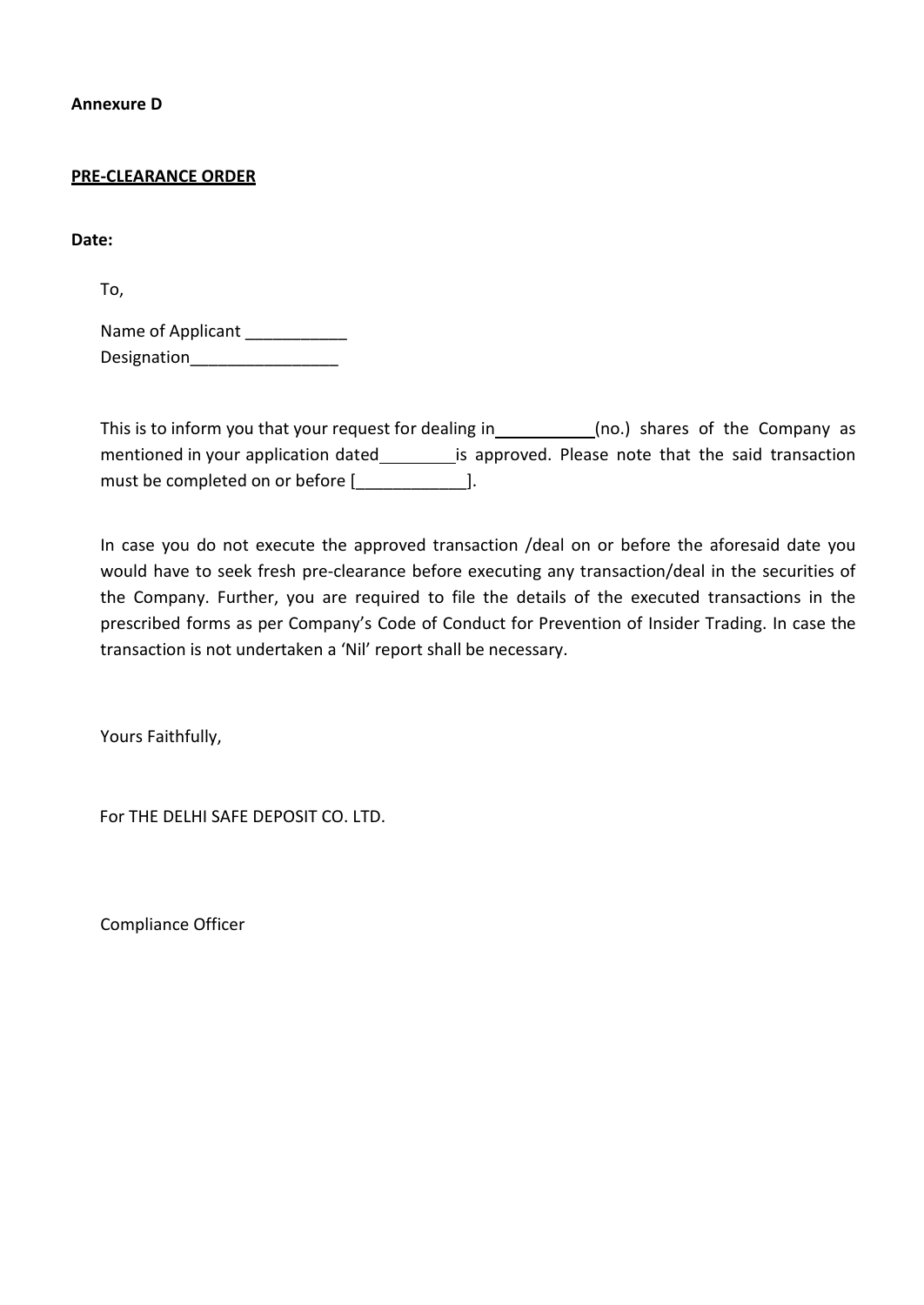**Annexure D**

**PRE-CLEARANCE ORDER**

**Date:**

To,

Name of Applicant ___________
Designation________________

This is to inform you that your request for dealing in__________(no.) shares of the Company as mentioned in your application dated________is approved. Please note that the said transaction must be completed on or before [____________].

In case you do not execute the approved transaction /deal on or before the aforesaid date you would have to seek fresh pre-clearance before executing any transaction/deal in the securities of the Company. Further, you are required to file the details of the executed transactions in the prescribed forms as per Company's Code of Conduct for Prevention of Insider Trading. In case the transaction is not undertaken a 'Nil' report shall be necessary.

Yours Faithfully,

For THE DELHI SAFE DEPOSIT CO. LTD.

Compliance Officer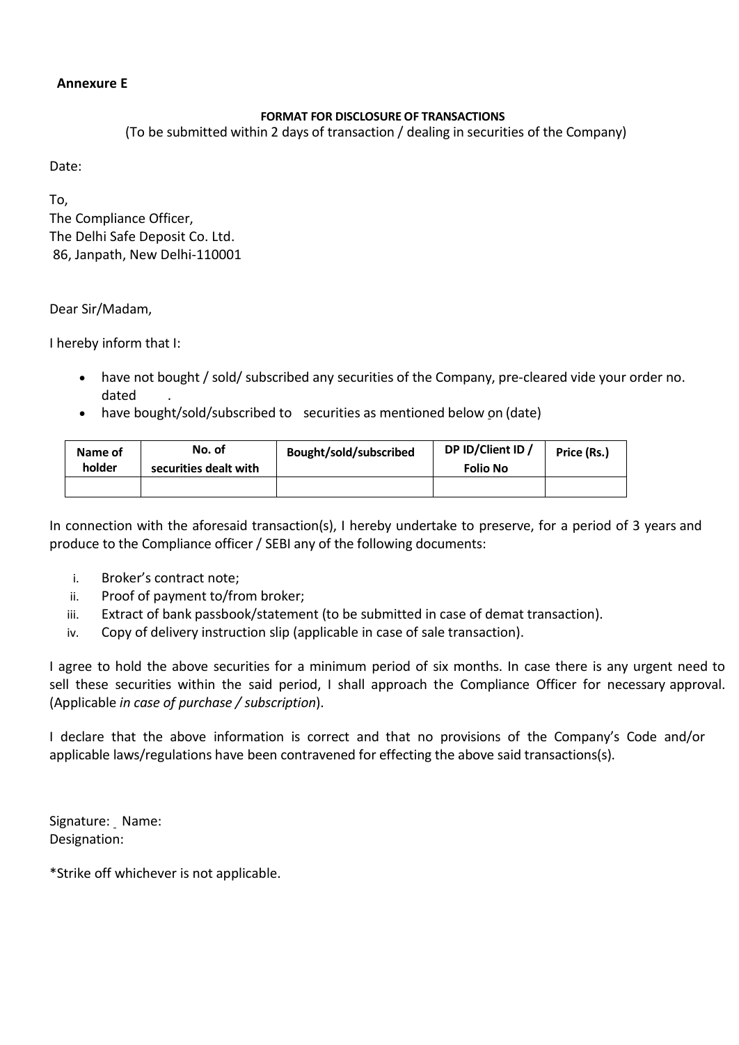**Annexure E**

**FORMAT FOR DISCLOSURE OF TRANSACTIONS**

(To be submitted within 2 days of transaction / dealing in securities of the Company)

Date:

To,
The Compliance Officer,
The Delhi Safe Deposit Co. Ltd.
86, Janpath, New Delhi-110001

Dear Sir/Madam,

I hereby inform that I:

- have not bought / sold/ subscribed any securities of the Company, pre-cleared vide your order no. dated .
- have bought/sold/subscribed to securities as mentioned below on (date)

| Name of holder | No. of securities dealt with | Bought/sold/subscribed | DP ID/Client ID / Folio No | Price (Rs.) |
|---|---|---|---|---|
| | | | | |

In connection with the aforesaid transaction(s), I hereby undertake to preserve, for a period of 3 years and produce to the Compliance officer / SEBI any of the following documents:

i. Broker's contract note;
ii. Proof of payment to/from broker;
iii. Extract of bank passbook/statement (to be submitted in case of demat transaction).
iv. Copy of delivery instruction slip (applicable in case of sale transaction).

I agree to hold the above securities for a minimum period of six months. In case there is any urgent need to sell these securities within the said period, I shall approach the Compliance Officer for necessary approval. (Applicable *in case of purchase / subscription*).

I declare that the above information is correct and that no provisions of the Company's Code and/or applicable laws/regulations have been contravened for effecting the above said transactions(s).

Signature: Name:
Designation:

*Strike off whichever is not applicable.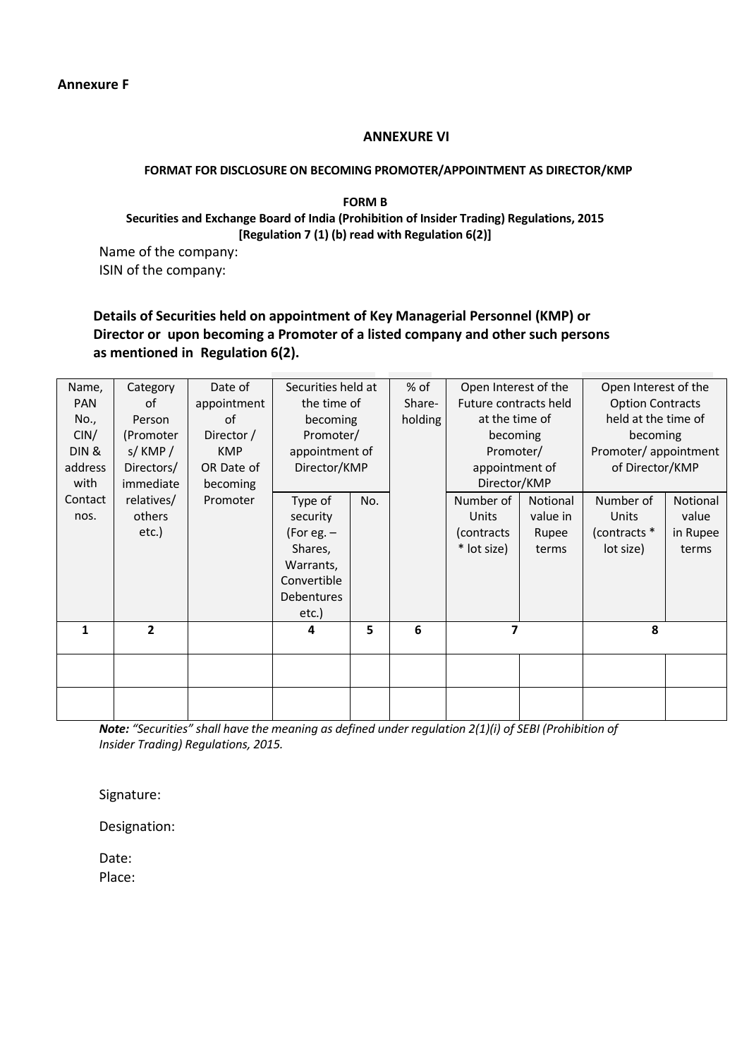**Annexure F**

**ANNEXURE VI**

**FORMAT FOR DISCLOSURE ON BECOMING PROMOTER/APPOINTMENT AS DIRECTOR/KMP**

**FORM B**

**Securities and Exchange Board of India (Prohibition of Insider Trading) Regulations, 2015**
**[Regulation 7 (1) (b) read with Regulation 6(2)]**

Name of the company:
ISIN of the company:

**Details of Securities held on appointment of Key Managerial Personnel (KMP) or Director or upon becoming a Promoter of a listed company and other such persons as mentioned in Regulation 6(2).**

| Name, PAN No., CIN/ DIN & address with Contact nos. | Category of Person (Promoters/ KMP / Directors/ immediate relatives/ others etc.) | Date of appointment of Director / KMP OR Date of becoming Promoter | Securities held at the time of becoming Promoter/ appointment of Director/KMP | | % of Share-holding | Open Interest of the Future contracts held at the time of becoming Promoter/ appointment of Director/KMP | | Open Interest of the Option Contracts held at the time of becoming Promoter/ appointment of Director/KMP | |
|---|---|---|---|---|---|---|---|---|---|
| | | | Type of security (For eg. – Shares, Warrants, Convertible Debentures etc.) | No. | | Number of Units (contracts * lot size) | Notional value in Rupee terms | Number of Units (contracts * lot size) | Notional value in Rupee terms |
| **1** | **2** | | **4** | **5** | **6** | **7** | | **8** | |
| | | | | | | | | | |
| | | | | | | | | | |

***Note:*** *"Securities" shall have the meaning as defined under regulation 2(1)(i) of SEBI (Prohibition of Insider Trading) Regulations, 2015.*

Signature:

Designation:

Date:
Place: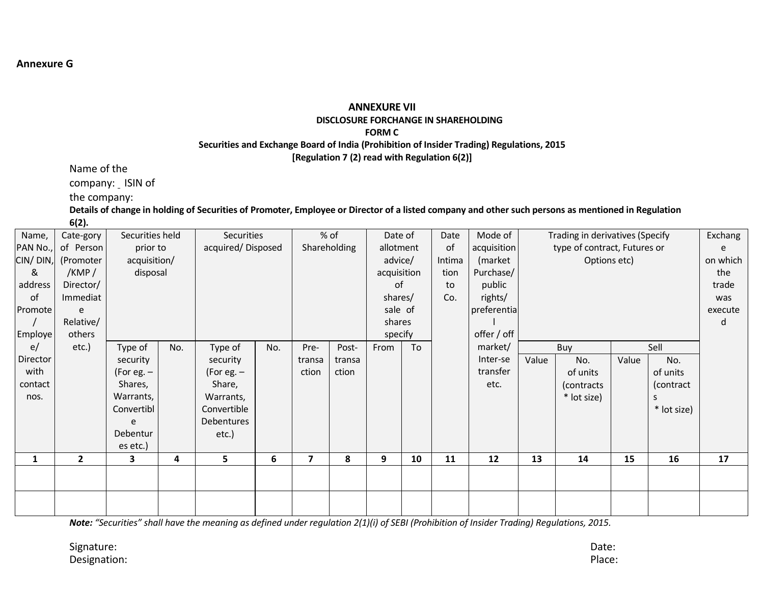**Annexure G**

**ANNEXURE VII**

**DISCLOSURE FORCHANGE IN SHAREHOLDING**

**FORM C**

**Securities and Exchange Board of India (Prohibition of Insider Trading) Regulations, 2015**

**[Regulation 7 (2) read with Regulation 6(2)]**

Name of the company: _ ISIN of the company:

**Details of change in holding of Securities of Promoter, Employee or Director of a listed company and other such persons as mentioned in Regulation 6(2).**

| Name, PAN No., CIN/ DIN, & address of Promote / Employee/ Director with contact nos. | Cate-gory of Person (Promoter /KMP / Director/ Immediate Relative/ others etc.) | Securities held prior to acquisition/ disposal | | Securities acquired/ Disposed | | % of Shareholding | | Date of allotment advice/ acquisition of shares/ sale of shares specify | | Date of Intimation to Co. | Mode of acquisition (market Purchase/ public rights/ preferential offer / off market/ Inter-se transfer etc. | Trading in derivatives (Specify type of contract, Futures or Options etc) | | | | Exchange on which the trade was executed |
|---|---|---|---|---|---|---|---|---|---|---|---|---|---|---|---|---|
| | | | | | | | | | | | | Buy | | Sell | | |
| | | Type of security (For eg. – Shares, Warrants, Convertible Debentures etc.) | No. | Type of security (For eg. – Share, Warrants, Convertible Debentures etc.) | No. | Pre-transaction | Post-transaction | From | To | | | Value | No. of units (contracts * lot size) | Value | No. of units (contracts * lot size) | |
| **1** | **2** | **3** | **4** | **5** | **6** | **7** | **8** | **9** | **10** | **11** | **12** | **13** | **14** | **15** | **16** | **17** |
| | | | | | | | | | | | | | | | | |
| | | | | | | | | | | | | | | | | |

***Note:*** *"Securities" shall have the meaning as defined under regulation 2(1)(i) of SEBI (Prohibition of Insider Trading) Regulations, 2015.*

Signature:

Designation:

Date:

Place: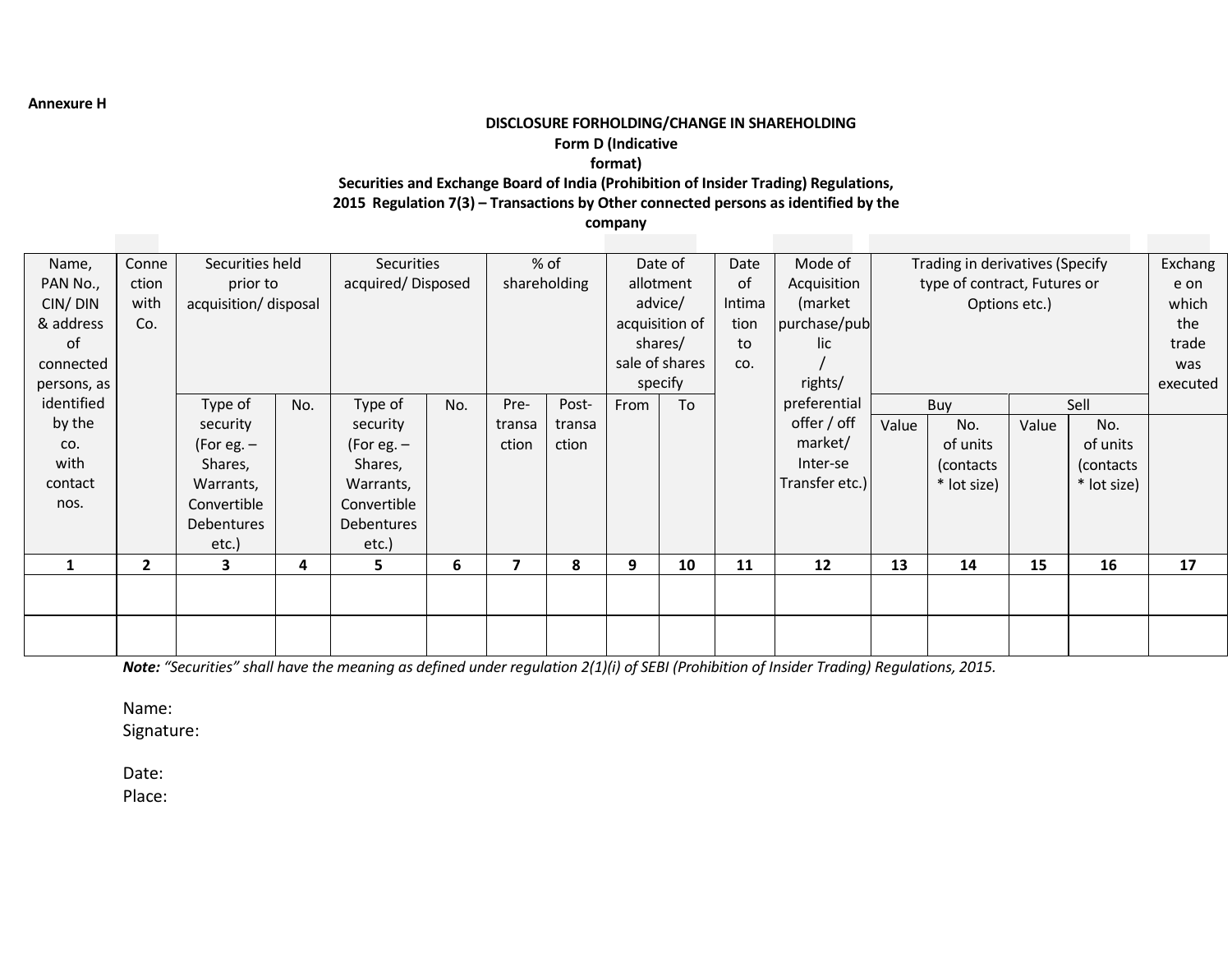**Annexure H**

**DISCLOSURE FORHOLDING/CHANGE IN SHAREHOLDING**

**Form D (Indicative format)**

**Securities and Exchange Board of India (Prohibition of Insider Trading) Regulations, 2015 Regulation 7(3) – Transactions by Other connected persons as identified by the company**

| Name, PAN No., CIN/ DIN & address of connected persons, as identified by the co. with contact nos. | Connection with Co. | Securities held prior to acquisition/ disposal | | Securities acquired/ Disposed | | % of shareholding | | Date of allotment advice/ acquisition of shares/ sale of shares specify | | Date of Intimation to co. | Mode of Acquisition (market purchase/public / rights/ preferential offer / off market/ Inter-se Transfer etc.) | Trading in derivatives (Specify type of contract, Futures or Options etc.) | | | | Exchange on which the trade was executed |
|---|---|---|---|---|---|---|---|---|---|---|---|---|---|---|---|---|
| | | | | | | | | | | | | Buy | | Sell | | |
| | | Type of security (For eg. – Shares, Warrants, Convertible Debentures etc.) | No. | Type of security (For eg. – Shares, Warrants, Convertible Debentures etc.) | No. | Pre-transaction | Post-transaction | From | To | | | Value | No. of units (contacts * lot size) | Value | No. of units (contacts * lot size) | |
| 1 | 2 | 3 | 4 | 5 | 6 | 7 | 8 | 9 | 10 | 11 | 12 | 13 | 14 | 15 | 16 | 17 |
| | | | | | | | | | | | | | | | | |
| | | | | | | | | | | | | | | | | |

***Note:** "Securities" shall have the meaning as defined under regulation 2(1)(i) of SEBI (Prohibition of Insider Trading) Regulations, 2015.*

Name:
Signature:

Date:
Place: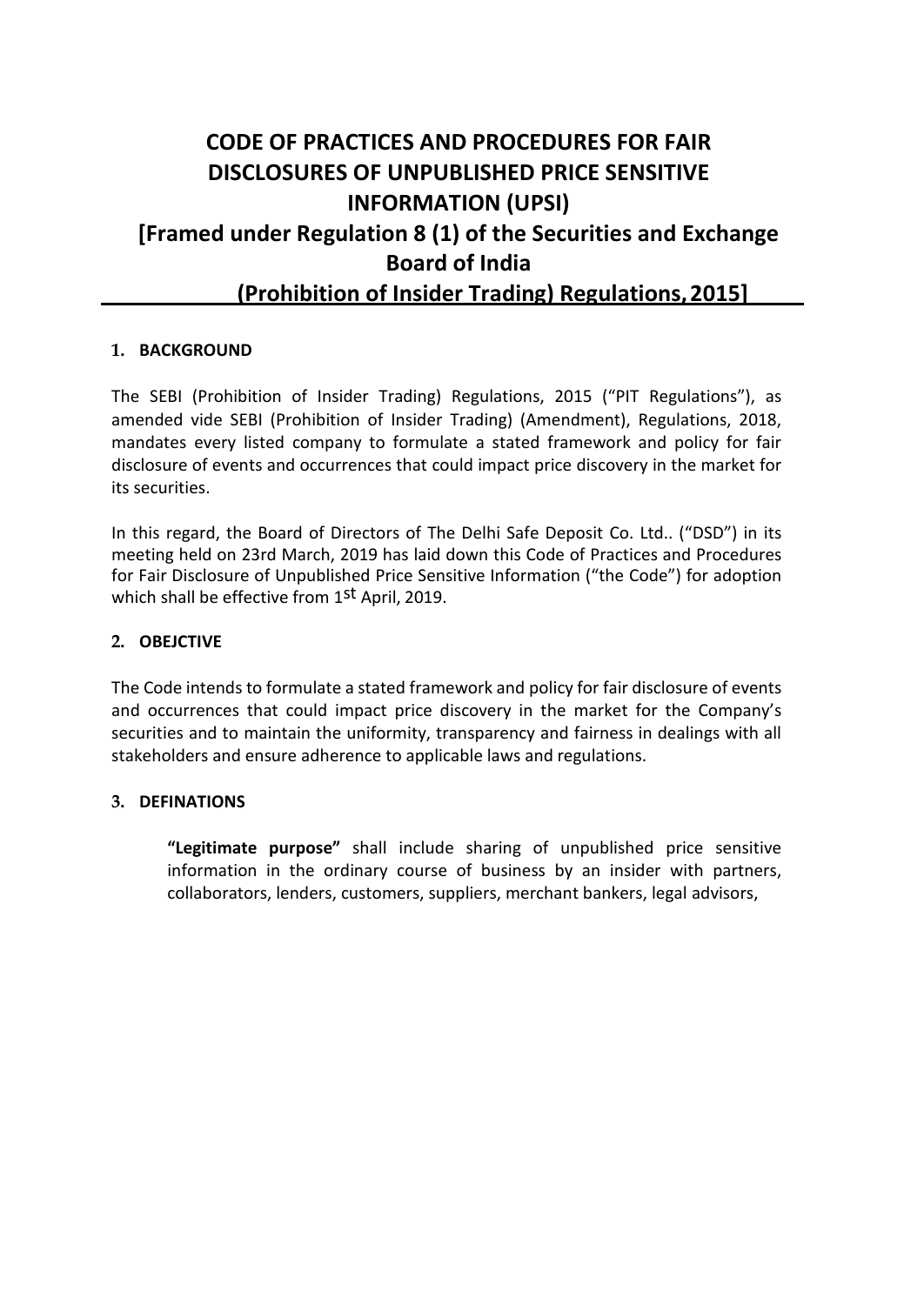# CODE OF PRACTICES AND PROCEDURES FOR FAIR DISCLOSURES OF UNPUBLISHED PRICE SENSITIVE INFORMATION (UPSI)

## [Framed under Regulation 8 (1) of the Securities and Exchange Board of India (Prohibition of Insider Trading) Regulations, 2015]

### 1. BACKGROUND

The SEBI (Prohibition of Insider Trading) Regulations, 2015 ("PIT Regulations"), as amended vide SEBI (Prohibition of Insider Trading) (Amendment), Regulations, 2018, mandates every listed company to formulate a stated framework and policy for fair disclosure of events and occurrences that could impact price discovery in the market for its securities.

In this regard, the Board of Directors of The Delhi Safe Deposit Co. Ltd.. ("DSD") in its meeting held on 23rd March, 2019 has laid down this Code of Practices and Procedures for Fair Disclosure of Unpublished Price Sensitive Information ("the Code") for adoption which shall be effective from 1st April, 2019.

### 2. OBEJCTIVE

The Code intends to formulate a stated framework and policy for fair disclosure of events and occurrences that could impact price discovery in the market for the Company's securities and to maintain the uniformity, transparency and fairness in dealings with all stakeholders and ensure adherence to applicable laws and regulations.

### 3. DEFINATIONS

**"Legitimate purpose"** shall include sharing of unpublished price sensitive information in the ordinary course of business by an insider with partners, collaborators, lenders, customers, suppliers, merchant bankers, legal advisors,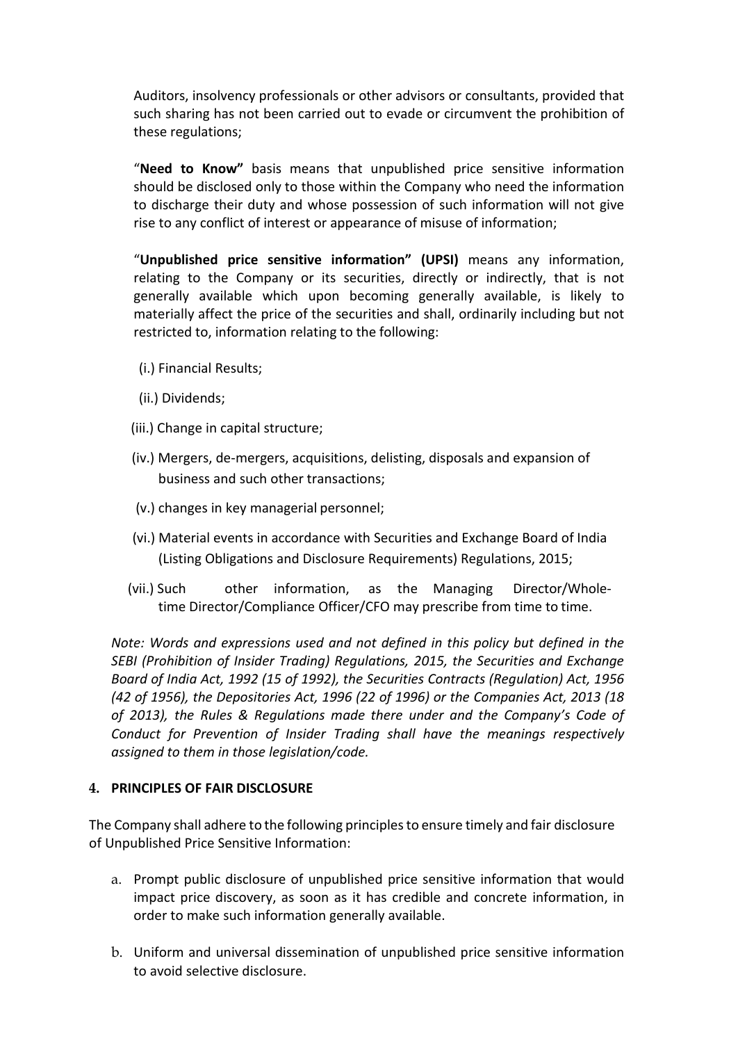Auditors, insolvency professionals or other advisors or consultants, provided that such sharing has not been carried out to evade or circumvent the prohibition of these regulations;

"**Need to Know"** basis means that unpublished price sensitive information should be disclosed only to those within the Company who need the information to discharge their duty and whose possession of such information will not give rise to any conflict of interest or appearance of misuse of information;

"**Unpublished price sensitive information" (UPSI)** means any information, relating to the Company or its securities, directly or indirectly, that is not generally available which upon becoming generally available, is likely to materially affect the price of the securities and shall, ordinarily including but not restricted to, information relating to the following:

(i.) Financial Results;

(ii.) Dividends;

(iii.) Change in capital structure;

(iv.) Mergers, de-mergers, acquisitions, delisting, disposals and expansion of business and such other transactions;

(v.) changes in key managerial personnel;

(vi.) Material events in accordance with Securities and Exchange Board of India (Listing Obligations and Disclosure Requirements) Regulations, 2015;

(vii.) Such other information, as the Managing Director/Whole-time Director/Compliance Officer/CFO may prescribe from time to time.

*Note: Words and expressions used and not defined in this policy but defined in the SEBI (Prohibition of Insider Trading) Regulations, 2015, the Securities and Exchange Board of India Act, 1992 (15 of 1992), the Securities Contracts (Regulation) Act, 1956 (42 of 1956), the Depositories Act, 1996 (22 of 1996) or the Companies Act, 2013 (18 of 2013), the Rules & Regulations made there under and the Company's Code of Conduct for Prevention of Insider Trading shall have the meanings respectively assigned to them in those legislation/code.*

## 4. PRINCIPLES OF FAIR DISCLOSURE

The Company shall adhere to the following principles to ensure timely and fair disclosure of Unpublished Price Sensitive Information:

a. Prompt public disclosure of unpublished price sensitive information that would impact price discovery, as soon as it has credible and concrete information, in order to make such information generally available.

b. Uniform and universal dissemination of unpublished price sensitive information to avoid selective disclosure.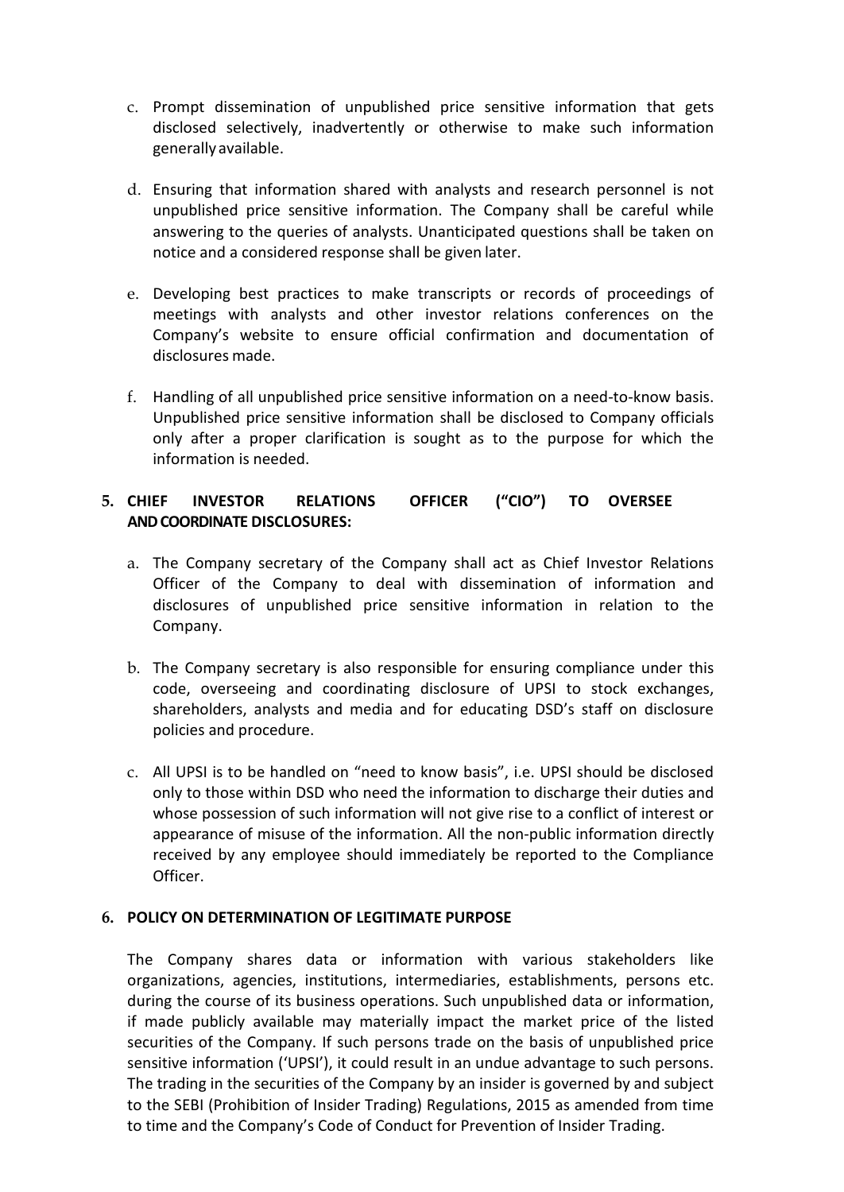c. Prompt dissemination of unpublished price sensitive information that gets disclosed selectively, inadvertently or otherwise to make such information generally available.

d. Ensuring that information shared with analysts and research personnel is not unpublished price sensitive information. The Company shall be careful while answering to the queries of analysts. Unanticipated questions shall be taken on notice and a considered response shall be given later.

e. Developing best practices to make transcripts or records of proceedings of meetings with analysts and other investor relations conferences on the Company's website to ensure official confirmation and documentation of disclosures made.

f. Handling of all unpublished price sensitive information on a need-to-know basis. Unpublished price sensitive information shall be disclosed to Company officials only after a proper clarification is sought as to the purpose for which the information is needed.

## 5. CHIEF INVESTOR RELATIONS OFFICER ("CIO") TO OVERSEE AND COORDINATE DISCLOSURES:

a. The Company secretary of the Company shall act as Chief Investor Relations Officer of the Company to deal with dissemination of information and disclosures of unpublished price sensitive information in relation to the Company.

b. The Company secretary is also responsible for ensuring compliance under this code, overseeing and coordinating disclosure of UPSI to stock exchanges, shareholders, analysts and media and for educating DSD's staff on disclosure policies and procedure.

c. All UPSI is to be handled on "need to know basis", i.e. UPSI should be disclosed only to those within DSD who need the information to discharge their duties and whose possession of such information will not give rise to a conflict of interest or appearance of misuse of the information. All the non-public information directly received by any employee should immediately be reported to the Compliance Officer.

## 6. POLICY ON DETERMINATION OF LEGITIMATE PURPOSE

The Company shares data or information with various stakeholders like organizations, agencies, institutions, intermediaries, establishments, persons etc. during the course of its business operations. Such unpublished data or information, if made publicly available may materially impact the market price of the listed securities of the Company. If such persons trade on the basis of unpublished price sensitive information ('UPSI'), it could result in an undue advantage to such persons. The trading in the securities of the Company by an insider is governed by and subject to the SEBI (Prohibition of Insider Trading) Regulations, 2015 as amended from time to time and the Company's Code of Conduct for Prevention of Insider Trading.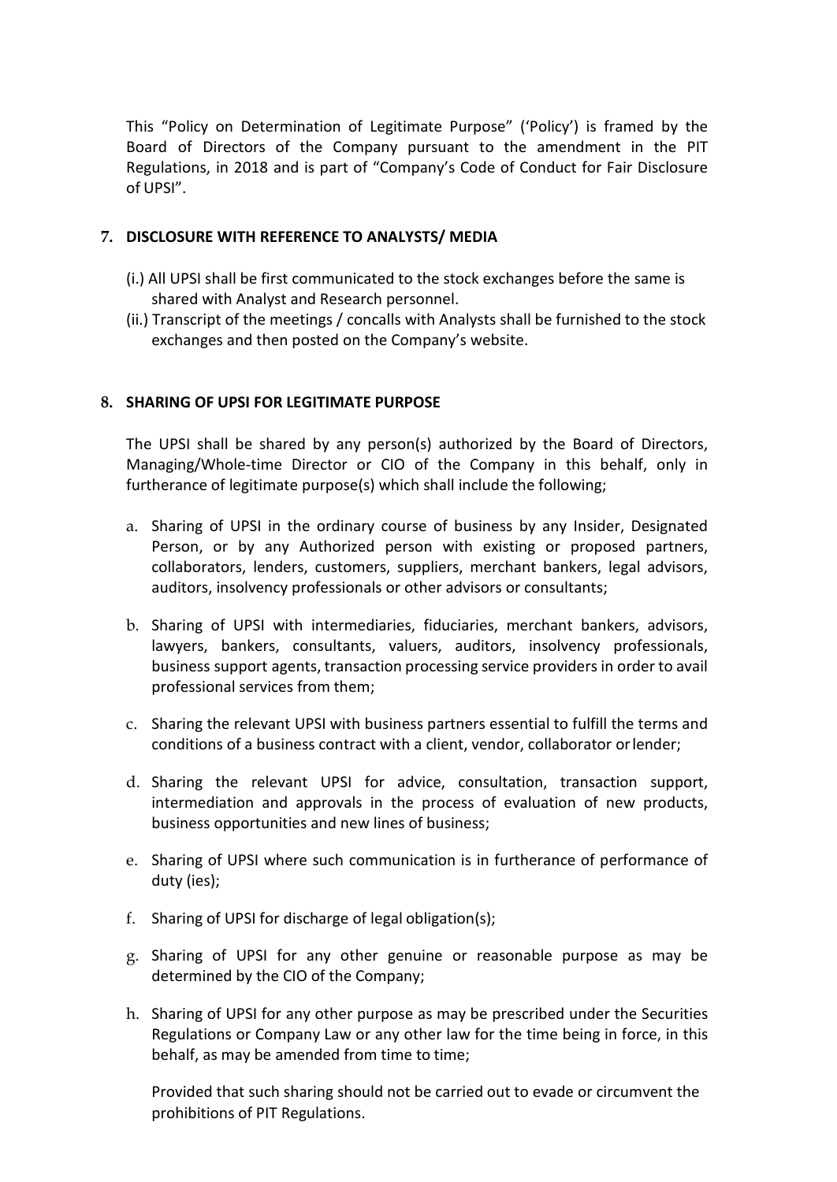This "Policy on Determination of Legitimate Purpose" ('Policy') is framed by the Board of Directors of the Company pursuant to the amendment in the PIT Regulations, in 2018 and is part of "Company's Code of Conduct for Fair Disclosure of UPSI".

## 7. DISCLOSURE WITH REFERENCE TO ANALYSTS/ MEDIA

(i.) All UPSI shall be first communicated to the stock exchanges before the same is shared with Analyst and Research personnel.

(ii.) Transcript of the meetings / concalls with Analysts shall be furnished to the stock exchanges and then posted on the Company's website.

## 8. SHARING OF UPSI FOR LEGITIMATE PURPOSE

The UPSI shall be shared by any person(s) authorized by the Board of Directors, Managing/Whole-time Director or CIO of the Company in this behalf, only in furtherance of legitimate purpose(s) which shall include the following;

a. Sharing of UPSI in the ordinary course of business by any Insider, Designated Person, or by any Authorized person with existing or proposed partners, collaborators, lenders, customers, suppliers, merchant bankers, legal advisors, auditors, insolvency professionals or other advisors or consultants;

b. Sharing of UPSI with intermediaries, fiduciaries, merchant bankers, advisors, lawyers, bankers, consultants, valuers, auditors, insolvency professionals, business support agents, transaction processing service providers in order to avail professional services from them;

c. Sharing the relevant UPSI with business partners essential to fulfill the terms and conditions of a business contract with a client, vendor, collaborator or lender;

d. Sharing the relevant UPSI for advice, consultation, transaction support, intermediation and approvals in the process of evaluation of new products, business opportunities and new lines of business;

e. Sharing of UPSI where such communication is in furtherance of performance of duty (ies);

f. Sharing of UPSI for discharge of legal obligation(s);

g. Sharing of UPSI for any other genuine or reasonable purpose as may be determined by the CIO of the Company;

h. Sharing of UPSI for any other purpose as may be prescribed under the Securities Regulations or Company Law or any other law for the time being in force, in this behalf, as may be amended from time to time;

Provided that such sharing should not be carried out to evade or circumvent the prohibitions of PIT Regulations.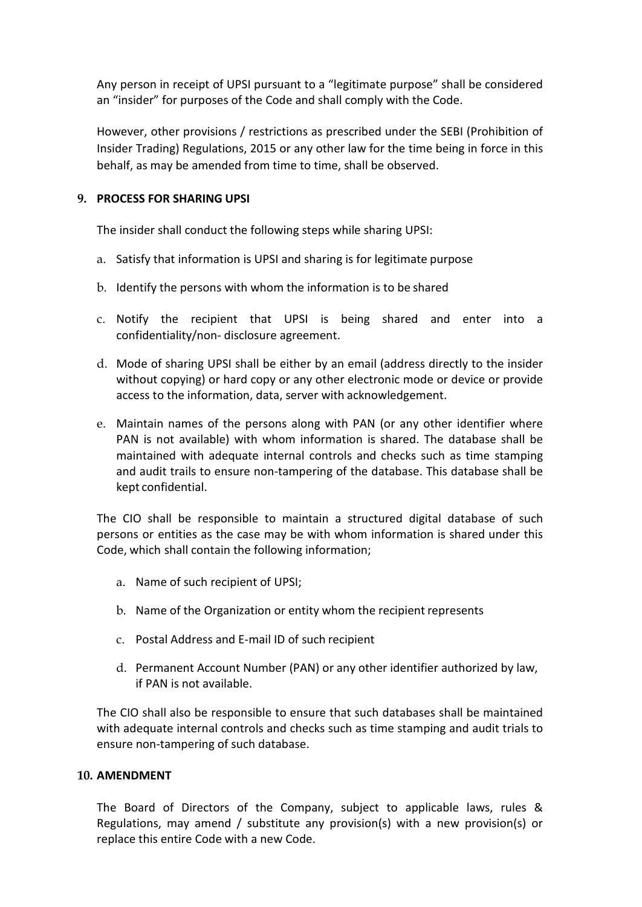Any person in receipt of UPSI pursuant to a "legitimate purpose" shall be considered an "insider" for purposes of the Code and shall comply with the Code.

However, other provisions / restrictions as prescribed under the SEBI (Prohibition of Insider Trading) Regulations, 2015 or any other law for the time being in force in this behalf, as may be amended from time to time, shall be observed.

## 9. PROCESS FOR SHARING UPSI

The insider shall conduct the following steps while sharing UPSI:

a. Satisfy that information is UPSI and sharing is for legitimate purpose

b. Identify the persons with whom the information is to be shared

c. Notify the recipient that UPSI is being shared and enter into a confidentiality/non- disclosure agreement.

d. Mode of sharing UPSI shall be either by an email (address directly to the insider without copying) or hard copy or any other electronic mode or device or provide access to the information, data, server with acknowledgement.

e. Maintain names of the persons along with PAN (or any other identifier where PAN is not available) with whom information is shared. The database shall be maintained with adequate internal controls and checks such as time stamping and audit trails to ensure non-tampering of the database. This database shall be kept confidential.

The CIO shall be responsible to maintain a structured digital database of such persons or entities as the case may be with whom information is shared under this Code, which shall contain the following information;

a. Name of such recipient of UPSI;

b. Name of the Organization or entity whom the recipient represents

c. Postal Address and E-mail ID of such recipient

d. Permanent Account Number (PAN) or any other identifier authorized by law, if PAN is not available.

The CIO shall also be responsible to ensure that such databases shall be maintained with adequate internal controls and checks such as time stamping and audit trials to ensure non-tampering of such database.

## 10. AMENDMENT

The Board of Directors of the Company, subject to applicable laws, rules & Regulations, may amend / substitute any provision(s) with a new provision(s) or replace this entire Code with a new Code.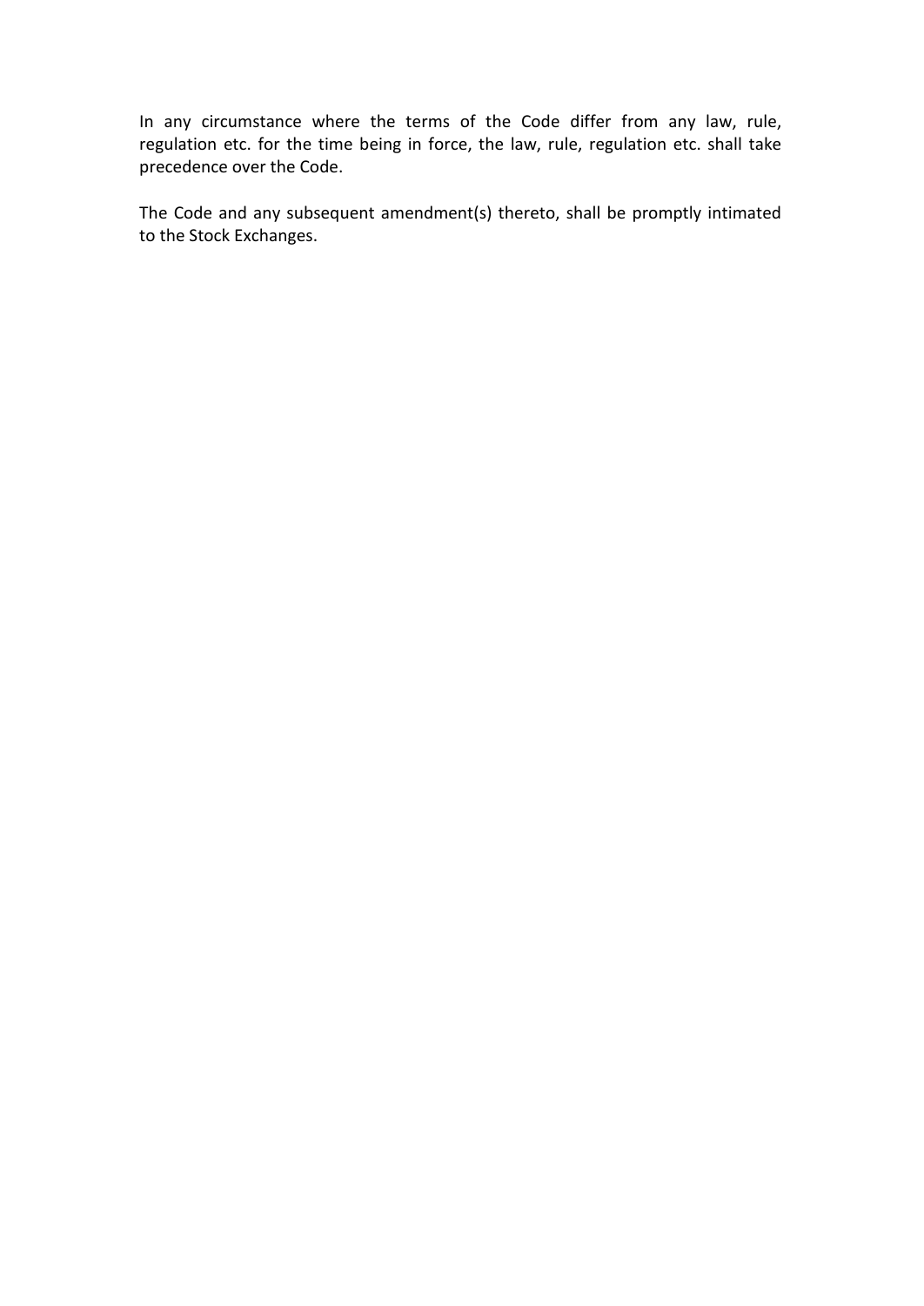In any circumstance where the terms of the Code differ from any law, rule, regulation etc. for the time being in force, the law, rule, regulation etc. shall take precedence over the Code.

The Code and any subsequent amendment(s) thereto, shall be promptly intimated to the Stock Exchanges.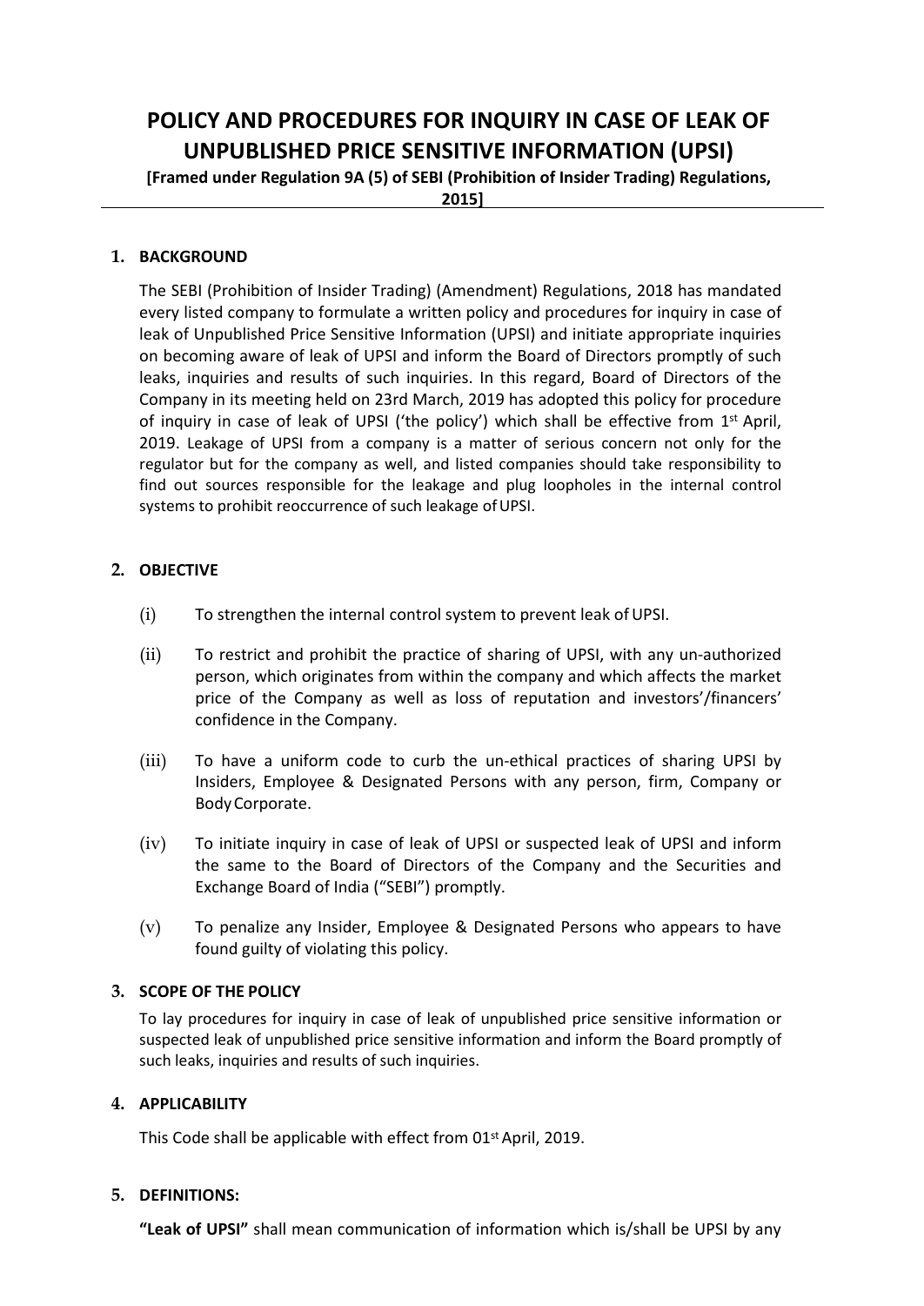# POLICY AND PROCEDURES FOR INQUIRY IN CASE OF LEAK OF UNPUBLISHED PRICE SENSITIVE INFORMATION (UPSI)

**[Framed under Regulation 9A (5) of SEBI (Prohibition of Insider Trading) Regulations, 2015]**

## 1. BACKGROUND

The SEBI (Prohibition of Insider Trading) (Amendment) Regulations, 2018 has mandated every listed company to formulate a written policy and procedures for inquiry in case of leak of Unpublished Price Sensitive Information (UPSI) and initiate appropriate inquiries on becoming aware of leak of UPSI and inform the Board of Directors promptly of such leaks, inquiries and results of such inquiries. In this regard, Board of Directors of the Company in its meeting held on 23rd March, 2019 has adopted this policy for procedure of inquiry in case of leak of UPSI ('the policy') which shall be effective from 1st April, 2019. Leakage of UPSI from a company is a matter of serious concern not only for the regulator but for the company as well, and listed companies should take responsibility to find out sources responsible for the leakage and plug loopholes in the internal control systems to prohibit reoccurrence of such leakage of UPSI.

## 2. OBJECTIVE

(i) To strengthen the internal control system to prevent leak of UPSI.

(ii) To restrict and prohibit the practice of sharing of UPSI, with any un-authorized person, which originates from within the company and which affects the market price of the Company as well as loss of reputation and investors'/financers' confidence in the Company.

(iii) To have a uniform code to curb the un-ethical practices of sharing UPSI by Insiders, Employee & Designated Persons with any person, firm, Company or Body Corporate.

(iv) To initiate inquiry in case of leak of UPSI or suspected leak of UPSI and inform the same to the Board of Directors of the Company and the Securities and Exchange Board of India ("SEBI") promptly.

(v) To penalize any Insider, Employee & Designated Persons who appears to have found guilty of violating this policy.

## 3. SCOPE OF THE POLICY

To lay procedures for inquiry in case of leak of unpublished price sensitive information or suspected leak of unpublished price sensitive information and inform the Board promptly of such leaks, inquiries and results of such inquiries.

## 4. APPLICABILITY

This Code shall be applicable with effect from 01st April, 2019.

## 5. DEFINITIONS:

**"Leak of UPSI"** shall mean communication of information which is/shall be UPSI by any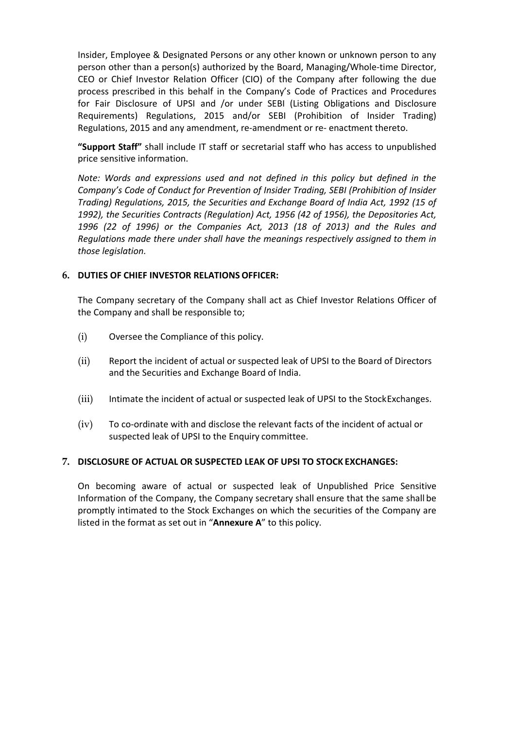Insider, Employee & Designated Persons or any other known or unknown person to any person other than a person(s) authorized by the Board, Managing/Whole-time Director, CEO or Chief Investor Relation Officer (CIO) of the Company after following the due process prescribed in this behalf in the Company's Code of Practices and Procedures for Fair Disclosure of UPSI and /or under SEBI (Listing Obligations and Disclosure Requirements) Regulations, 2015 and/or SEBI (Prohibition of Insider Trading) Regulations, 2015 and any amendment, re-amendment or re- enactment thereto.

**"Support Staff"** shall include IT staff or secretarial staff who has access to unpublished price sensitive information.

*Note: Words and expressions used and not defined in this policy but defined in the Company's Code of Conduct for Prevention of Insider Trading, SEBI (Prohibition of Insider Trading) Regulations, 2015, the Securities and Exchange Board of India Act, 1992 (15 of 1992), the Securities Contracts (Regulation) Act, 1956 (42 of 1956), the Depositories Act, 1996 (22 of 1996) or the Companies Act, 2013 (18 of 2013) and the Rules and Regulations made there under shall have the meanings respectively assigned to them in those legislation.*

## 6. DUTIES OF CHIEF INVESTOR RELATIONS OFFICER:

The Company secretary of the Company shall act as Chief Investor Relations Officer of the Company and shall be responsible to;

(i) Oversee the Compliance of this policy.

(ii) Report the incident of actual or suspected leak of UPSI to the Board of Directors and the Securities and Exchange Board of India.

(iii) Intimate the incident of actual or suspected leak of UPSI to the Stock Exchanges.

(iv) To co-ordinate with and disclose the relevant facts of the incident of actual or suspected leak of UPSI to the Enquiry committee.

## 7. DISCLOSURE OF ACTUAL OR SUSPECTED LEAK OF UPSI TO STOCK EXCHANGES:

On becoming aware of actual or suspected leak of Unpublished Price Sensitive Information of the Company, the Company secretary shall ensure that the same shall be promptly intimated to the Stock Exchanges on which the securities of the Company are listed in the format as set out in "**Annexure A**" to this policy.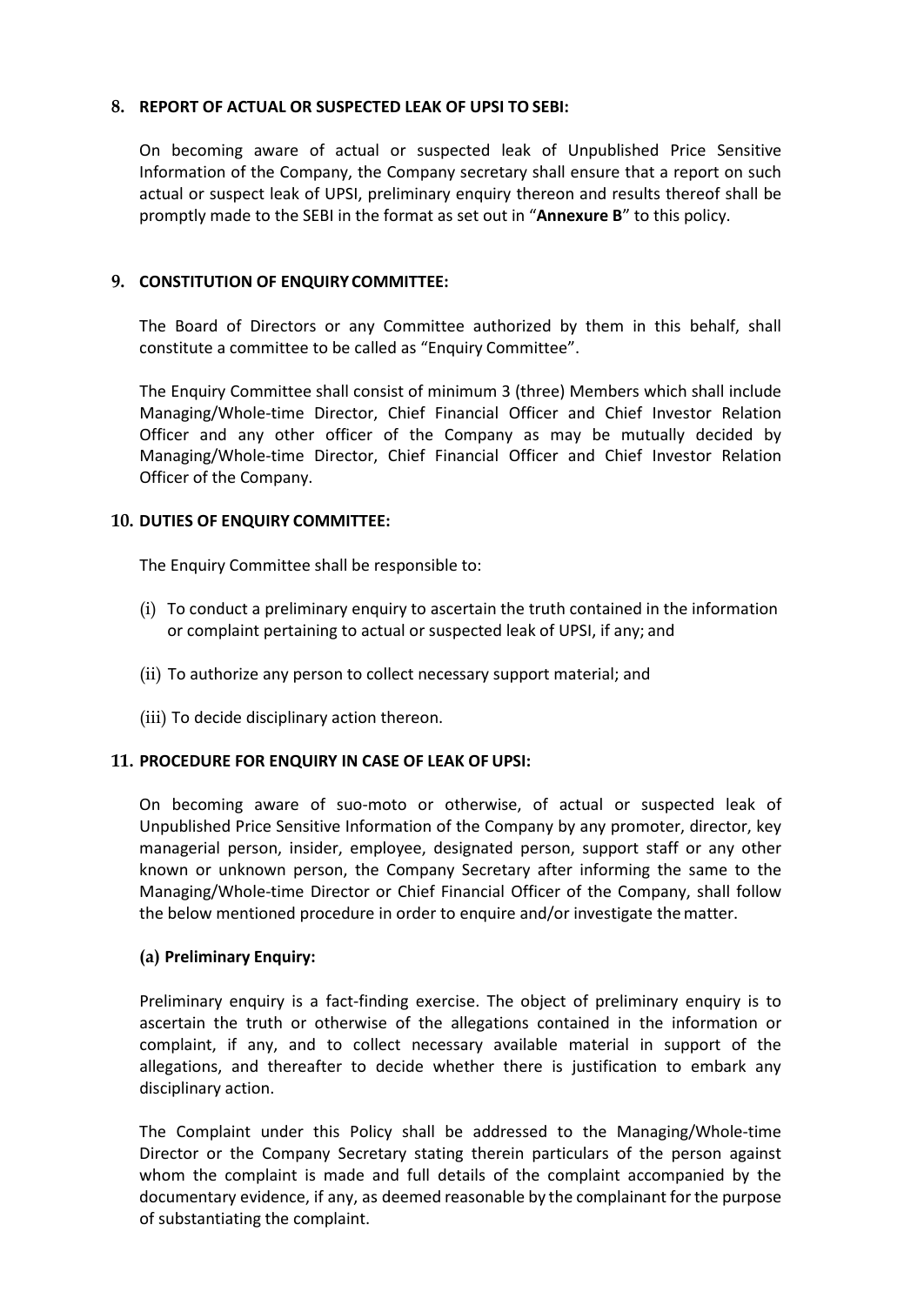## 8. REPORT OF ACTUAL OR SUSPECTED LEAK OF UPSI TO SEBI:

On becoming aware of actual or suspected leak of Unpublished Price Sensitive Information of the Company, the Company secretary shall ensure that a report on such actual or suspect leak of UPSI, preliminary enquiry thereon and results thereof shall be promptly made to the SEBI in the format as set out in "**Annexure B**" to this policy.

## 9. CONSTITUTION OF ENQUIRY COMMITTEE:

The Board of Directors or any Committee authorized by them in this behalf, shall constitute a committee to be called as "Enquiry Committee".

The Enquiry Committee shall consist of minimum 3 (three) Members which shall include Managing/Whole-time Director, Chief Financial Officer and Chief Investor Relation Officer and any other officer of the Company as may be mutually decided by Managing/Whole-time Director, Chief Financial Officer and Chief Investor Relation Officer of the Company.

## 10. DUTIES OF ENQUIRY COMMITTEE:

The Enquiry Committee shall be responsible to:

(i) To conduct a preliminary enquiry to ascertain the truth contained in the information or complaint pertaining to actual or suspected leak of UPSI, if any; and

(ii) To authorize any person to collect necessary support material; and

(iii) To decide disciplinary action thereon.

## 11. PROCEDURE FOR ENQUIRY IN CASE OF LEAK OF UPSI:

On becoming aware of suo-moto or otherwise, of actual or suspected leak of Unpublished Price Sensitive Information of the Company by any promoter, director, key managerial person, insider, employee, designated person, support staff or any other known or unknown person, the Company Secretary after informing the same to the Managing/Whole-time Director or Chief Financial Officer of the Company, shall follow the below mentioned procedure in order to enquire and/or investigate the matter.

### (a) Preliminary Enquiry:

Preliminary enquiry is a fact-finding exercise. The object of preliminary enquiry is to ascertain the truth or otherwise of the allegations contained in the information or complaint, if any, and to collect necessary available material in support of the allegations, and thereafter to decide whether there is justification to embark any disciplinary action.

The Complaint under this Policy shall be addressed to the Managing/Whole-time Director or the Company Secretary stating therein particulars of the person against whom the complaint is made and full details of the complaint accompanied by the documentary evidence, if any, as deemed reasonable by the complainant for the purpose of substantiating the complaint.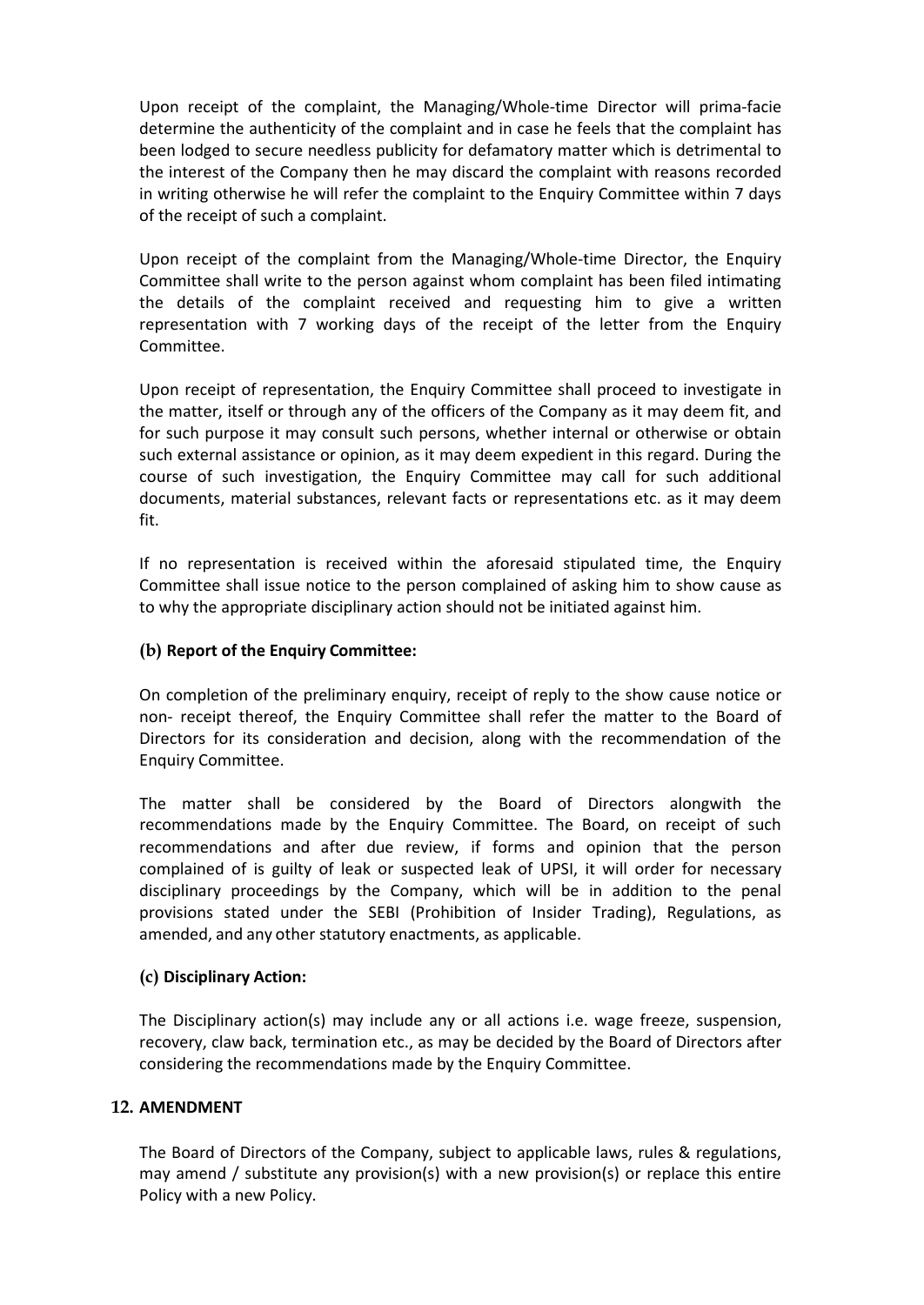Upon receipt of the complaint, the Managing/Whole-time Director will prima-facie determine the authenticity of the complaint and in case he feels that the complaint has been lodged to secure needless publicity for defamatory matter which is detrimental to the interest of the Company then he may discard the complaint with reasons recorded in writing otherwise he will refer the complaint to the Enquiry Committee within 7 days of the receipt of such a complaint.

Upon receipt of the complaint from the Managing/Whole-time Director, the Enquiry Committee shall write to the person against whom complaint has been filed intimating the details of the complaint received and requesting him to give a written representation with 7 working days of the receipt of the letter from the Enquiry Committee.

Upon receipt of representation, the Enquiry Committee shall proceed to investigate in the matter, itself or through any of the officers of the Company as it may deem fit, and for such purpose it may consult such persons, whether internal or otherwise or obtain such external assistance or opinion, as it may deem expedient in this regard. During the course of such investigation, the Enquiry Committee may call for such additional documents, material substances, relevant facts or representations etc. as it may deem fit.

If no representation is received within the aforesaid stipulated time, the Enquiry Committee shall issue notice to the person complained of asking him to show cause as to why the appropriate disciplinary action should not be initiated against him.

### (b) Report of the Enquiry Committee:

On completion of the preliminary enquiry, receipt of reply to the show cause notice or non- receipt thereof, the Enquiry Committee shall refer the matter to the Board of Directors for its consideration and decision, along with the recommendation of the Enquiry Committee.

The matter shall be considered by the Board of Directors alongwith the recommendations made by the Enquiry Committee. The Board, on receipt of such recommendations and after due review, if forms and opinion that the person complained of is guilty of leak or suspected leak of UPSI, it will order for necessary disciplinary proceedings by the Company, which will be in addition to the penal provisions stated under the SEBI (Prohibition of Insider Trading), Regulations, as amended, and any other statutory enactments, as applicable.

### (c) Disciplinary Action:

The Disciplinary action(s) may include any or all actions i.e. wage freeze, suspension, recovery, claw back, termination etc., as may be decided by the Board of Directors after considering the recommendations made by the Enquiry Committee.

## 12. AMENDMENT

The Board of Directors of the Company, subject to applicable laws, rules & regulations, may amend / substitute any provision(s) with a new provision(s) or replace this entire Policy with a new Policy.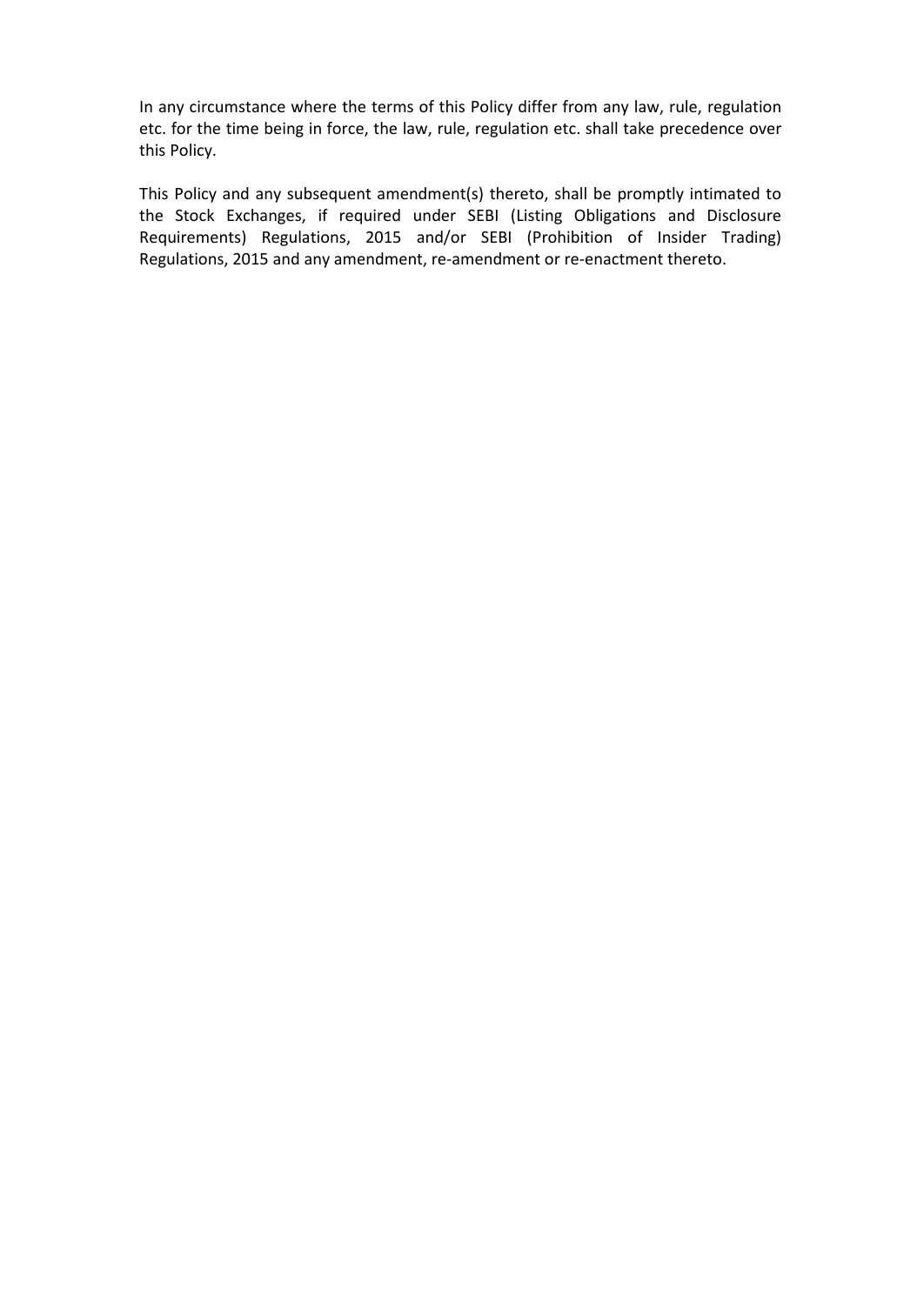In any circumstance where the terms of this Policy differ from any law, rule, regulation etc. for the time being in force, the law, rule, regulation etc. shall take precedence over this Policy.

This Policy and any subsequent amendment(s) thereto, shall be promptly intimated to the Stock Exchanges, if required under SEBI (Listing Obligations and Disclosure Requirements) Regulations, 2015 and/or SEBI (Prohibition of Insider Trading) Regulations, 2015 and any amendment, re-amendment or re-enactment thereto.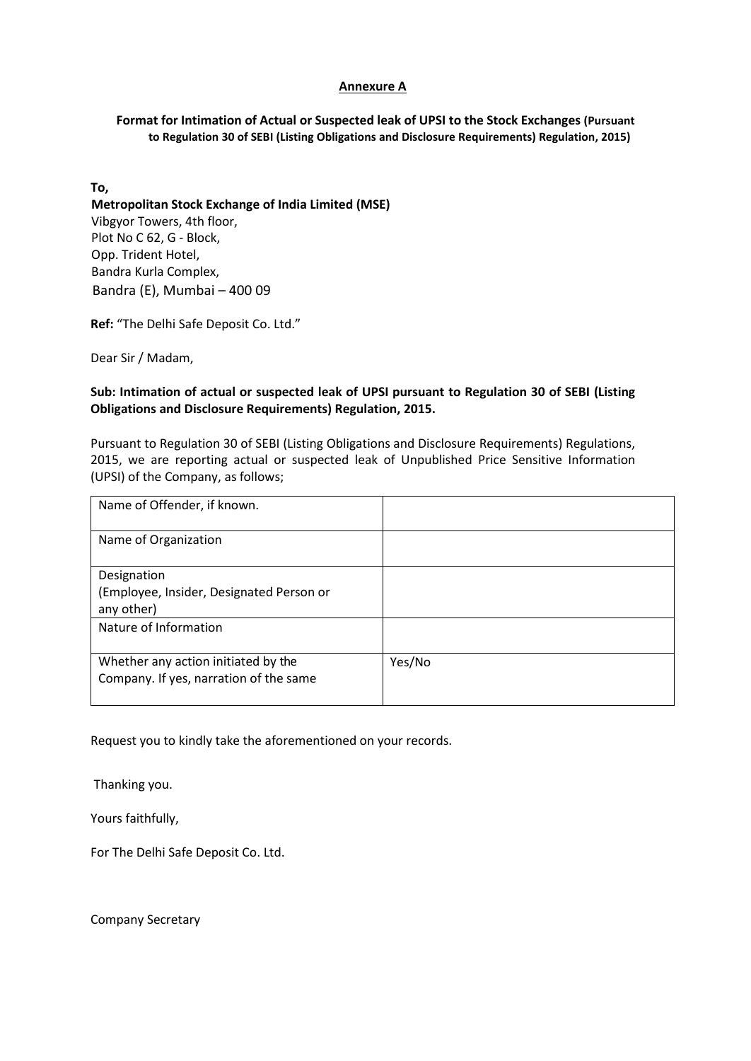**Annexure A**

**Format for Intimation of Actual or Suspected leak of UPSI to the Stock Exchanges (Pursuant to Regulation 30 of SEBI (Listing Obligations and Disclosure Requirements) Regulation, 2015)**

**To,**
**Metropolitan Stock Exchange of India Limited (MSE)**
Vibgyor Towers, 4th floor,
Plot No C 62, G - Block,
Opp. Trident Hotel,
Bandra Kurla Complex,
Bandra (E), Mumbai – 400 09

**Ref:** "The Delhi Safe Deposit Co. Ltd."

Dear Sir / Madam,

**Sub: Intimation of actual or suspected leak of UPSI pursuant to Regulation 30 of SEBI (Listing Obligations and Disclosure Requirements) Regulation, 2015.**

Pursuant to Regulation 30 of SEBI (Listing Obligations and Disclosure Requirements) Regulations, 2015, we are reporting actual or suspected leak of Unpublished Price Sensitive Information (UPSI) of the Company, as follows;

| | |
|---|---|
| Name of Offender, if known. | |
| Name of Organization | |
| Designation (Employee, Insider, Designated Person or any other) | |
| Nature of Information | |
| Whether any action initiated by the Company. If yes, narration of the same | Yes/No |

Request you to kindly take the aforementioned on your records.

Thanking you.

Yours faithfully,

For The Delhi Safe Deposit Co. Ltd.

Company Secretary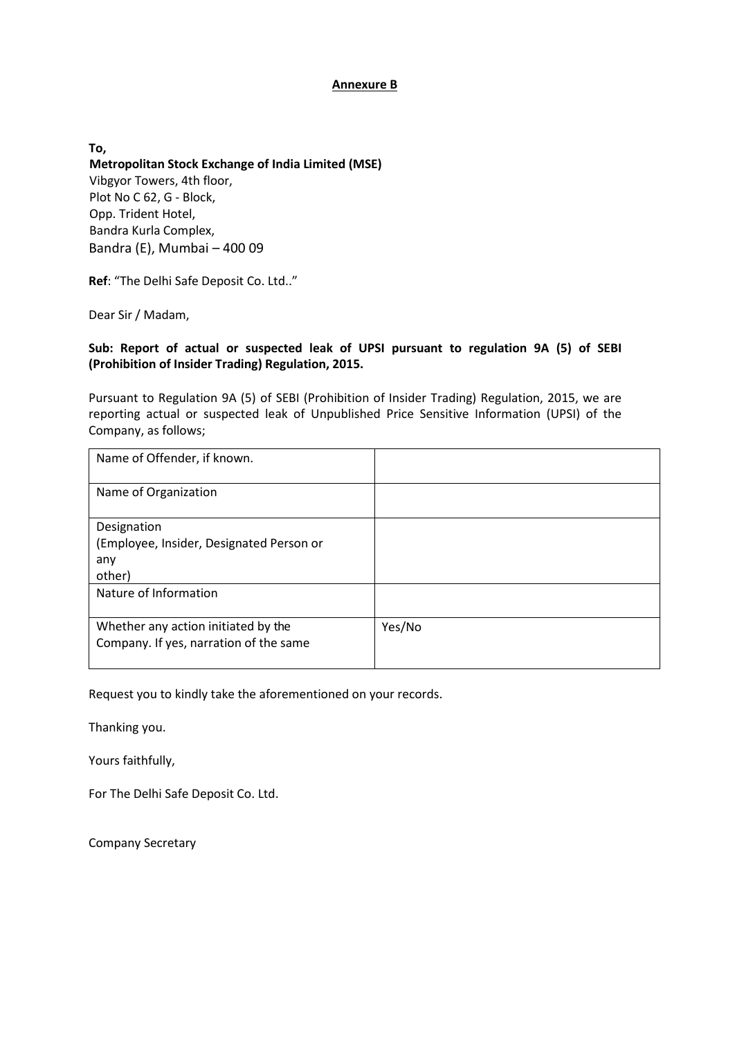**Annexure B**

**To,**
**Metropolitan Stock Exchange of India Limited (MSE)**
Vibgyor Towers, 4th floor,
Plot No C 62, G - Block,
Opp. Trident Hotel,
Bandra Kurla Complex,
Bandra (E), Mumbai – 400 09

**Ref**: "The Delhi Safe Deposit Co. Ltd.."

Dear Sir / Madam,

**Sub: Report of actual or suspected leak of UPSI pursuant to regulation 9A (5) of SEBI (Prohibition of Insider Trading) Regulation, 2015.**

Pursuant to Regulation 9A (5) of SEBI (Prohibition of Insider Trading) Regulation, 2015, we are reporting actual or suspected leak of Unpublished Price Sensitive Information (UPSI) of the Company, as follows;

| | |
|---|---|
| Name of Offender, if known. | |
| Name of Organization | |
| Designation (Employee, Insider, Designated Person or any other) | |
| Nature of Information | |
| Whether any action initiated by the Company. If yes, narration of the same | Yes/No |

Request you to kindly take the aforementioned on your records.

Thanking you.

Yours faithfully,

For The Delhi Safe Deposit Co. Ltd.

Company Secretary